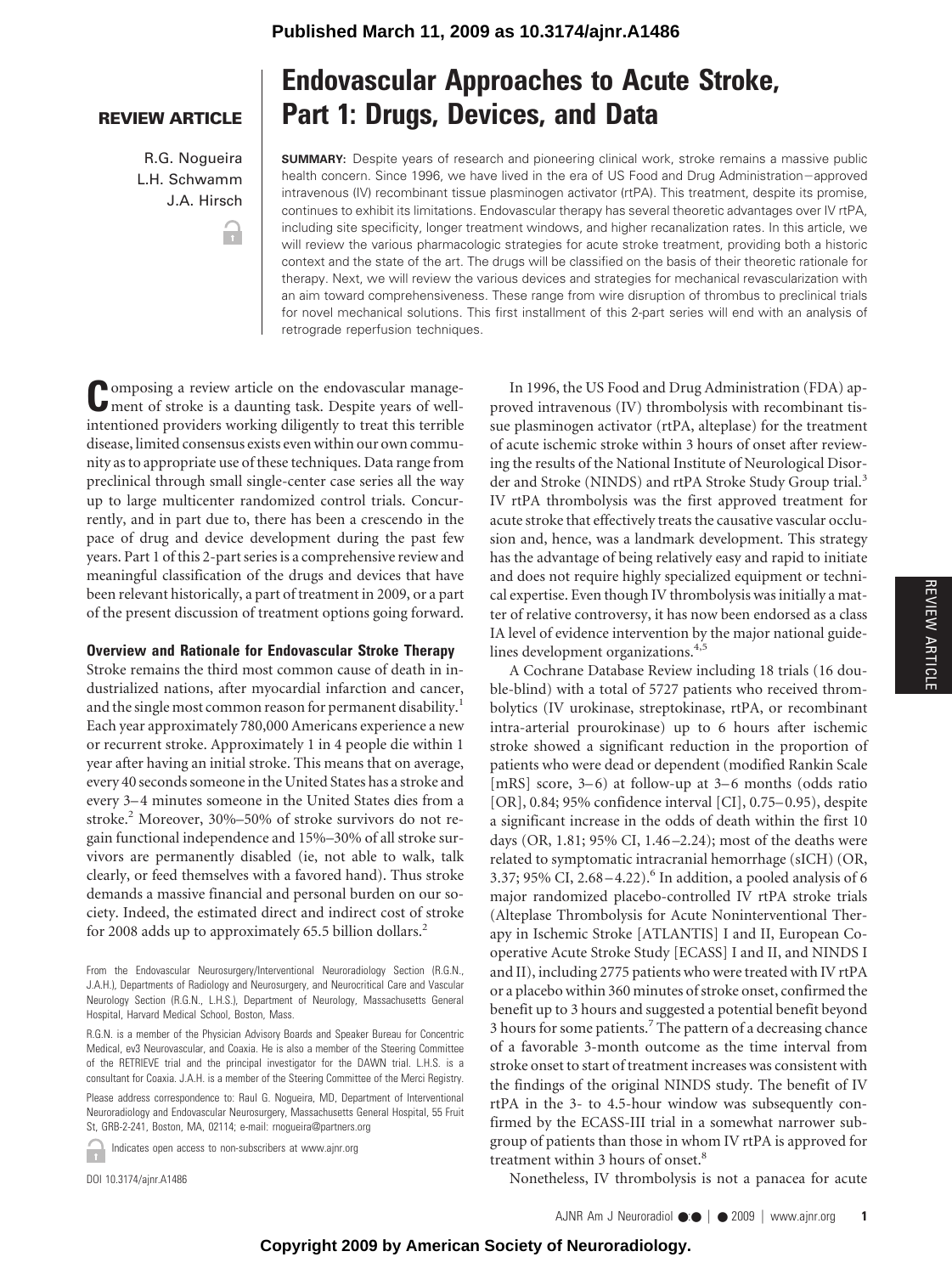Published March 11, 2009 as 10.3174/ajnr.A1486

**REVIEW ARTICLE**

# Endovascular Approaches to Acute Stroke, Part 1: Drugs, Devices, and Data

R.G. Nogueira
L.H. Schwamm
J.A. Hirsch

**SUMMARY:** Despite years of research and pioneering clinical work, stroke remains a massive public health concern. Since 1996, we have lived in the era of US Food and Drug Administration–approved intravenous (IV) recombinant tissue plasminogen activator (rtPA). This treatment, despite its promise, continues to exhibit its limitations. Endovascular therapy has several theoretic advantages over IV rtPA, including site specificity, longer treatment windows, and higher recanalization rates. In this article, we will review the various pharmacologic strategies for acute stroke treatment, providing both a historic context and the state of the art. The drugs will be classified on the basis of their theoretic rationale for therapy. Next, we will review the various devices and strategies for mechanical revascularization with an aim toward comprehensiveness. These range from wire disruption of thrombus to preclinical trials for novel mechanical solutions. This first installment of this 2-part series will end with an analysis of retrograde reperfusion techniques.

Composing a review article on the endovascular management of stroke is a daunting task. Despite years of well-intentioned providers working diligently to treat this terrible disease, limited consensus exists even within our own community as to appropriate use of these techniques. Data range from preclinical through small single-center case series all the way up to large multicenter randomized control trials. Concurrently, and in part due to, there has been a crescendo in the pace of drug and device development during the past few years. Part 1 of this 2-part series is a comprehensive review and meaningful classification of the drugs and devices that have been relevant historically, a part of treatment in 2009, or a part of the present discussion of treatment options going forward.

### Overview and Rationale for Endovascular Stroke Therapy

Stroke remains the third most common cause of death in industrialized nations, after myocardial infarction and cancer, and the single most common reason for permanent disability.[1] Each year approximately 780,000 Americans experience a new or recurrent stroke. Approximately 1 in 4 people die within 1 year after having an initial stroke. This means that on average, every 40 seconds someone in the United States has a stroke and every 3–4 minutes someone in the United States dies from a stroke.[2] Moreover, 30%–50% of stroke survivors do not regain functional independence and 15%–30% of all stroke survivors are permanently disabled (ie, not able to walk, talk clearly, or feed themselves with a favored hand). Thus stroke demands a massive financial and personal burden on our society. Indeed, the estimated direct and indirect cost of stroke for 2008 adds up to approximately 65.5 billion dollars.[2]

From the Endovascular Neurosurgery/Interventional Neuroradiology Section (R.G.N., J.A.H.), Departments of Radiology and Neurosurgery, and Neurocritical Care and Vascular Neurology Section (R.G.N., L.H.S.), Department of Neurology, Massachusetts General Hospital, Harvard Medical School, Boston, Mass.

R.G.N. is a member of the Physician Advisory Boards and Speaker Bureau for Concentric Medical, ev3 Neurovascular, and Coaxia. He is also a member of the Steering Committee of the RETRIEVE trial and the principal investigator for the DAWN trial. L.H.S. is a consultant for Coaxia. J.A.H. is a member of the Steering Committee of the Merci Registry.

Please address correspondence to: Raul G. Nogueira, MD, Department of Interventional Neuroradiology and Endovascular Neurosurgery, Massachusetts General Hospital, 55 Fruit St, GRB-2-241, Boston, MA, 02114; e-mail: rnogueira@partners.org

Indicates open access to non-subscribers at www.ajnr.org

DOI 10.3174/ajnr.A1486

In 1996, the US Food and Drug Administration (FDA) approved intravenous (IV) thrombolysis with recombinant tissue plasminogen activator (rtPA, alteplase) for the treatment of acute ischemic stroke within 3 hours of onset after reviewing the results of the National Institute of Neurological Disorder and Stroke (NINDS) and rtPA Stroke Study Group trial.[3] IV rtPA thrombolysis was the first approved treatment for acute stroke that effectively treats the causative vascular occlusion and, hence, was a landmark development. This strategy has the advantage of being relatively easy and rapid to initiate and does not require highly specialized equipment or technical expertise. Even though IV thrombolysis was initially a matter of relative controversy, it has now been endorsed as a class IA level of evidence intervention by the major national guidelines development organizations.[4,5]

A Cochrane Database Review including 18 trials (16 double-blind) with a total of 5727 patients who received thrombolytics (IV urokinase, streptokinase, rtPA, or recombinant intra-arterial prourokinase) up to 6 hours after ischemic stroke showed a significant reduction in the proportion of patients who were dead or dependent (modified Rankin Scale [mRS] score, 3–6) at follow-up at 3–6 months (odds ratio [OR], 0.84; 95% confidence interval [CI], 0.75–0.95), despite a significant increase in the odds of death within the first 10 days (OR, 1.81; 95% CI, 1.46–2.24); most of the deaths were related to symptomatic intracranial hemorrhage (sICH) (OR, 3.37; 95% CI, 2.68–4.22).[6] In addition, a pooled analysis of 6 major randomized placebo-controlled IV rtPA stroke trials (Alteplase Thrombolysis for Acute Noninterventional Therapy in Ischemic Stroke [ATLANTIS] I and II, European Cooperative Acute Stroke Study [ECASS] I and II, and NINDS I and II), including 2775 patients who were treated with IV rtPA or a placebo within 360 minutes of stroke onset, confirmed the benefit up to 3 hours and suggested a potential benefit beyond 3 hours for some patients.[7] The pattern of a decreasing chance of a favorable 3-month outcome as the time interval from stroke onset to start of treatment increases was consistent with the findings of the original NINDS study. The benefit of IV rtPA in the 3- to 4.5-hour window was subsequently confirmed by the ECASS-III trial in a somewhat narrower subgroup of patients than those in whom IV rtPA is approved for treatment within 3 hours of onset.[8]

Nonetheless, IV thrombolysis is not a panacea for acute

Copyright 2009 by American Society of Neuroradiology.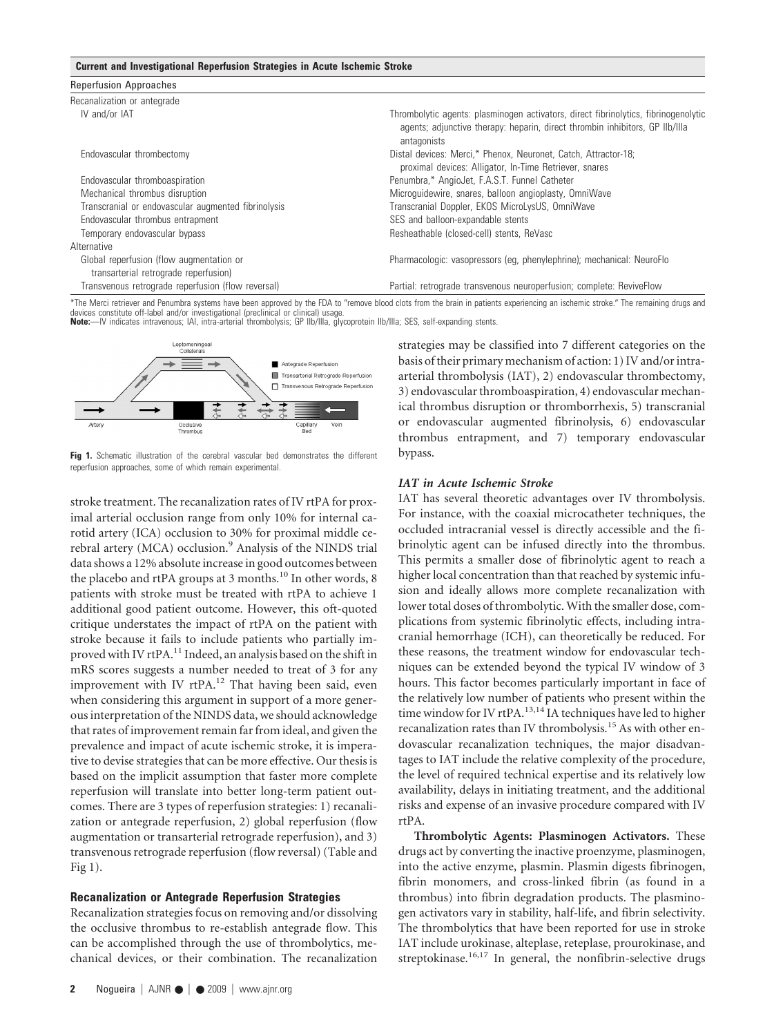**Current and Investigational Reperfusion Strategies in Acute Ischemic Stroke**

| Reperfusion Approaches | |
|---|---|
| Recanalization or antegrade | |
| IV and/or IAT | Thrombolytic agents: plasminogen activators, direct fibrinolytics, fibrinogenolytic agents; adjunctive therapy: heparin, direct thrombin inhibitors, GP IIb/IIIa antagonists |
| Endovascular thrombectomy | Distal devices: Merci,* Phenox, Neuronet, Catch, Attractor-18; proximal devices: Alligator, In-Time Retriever, snares |
| Endovascular thromboaspiration | Penumbra,* AngioJet, F.A.S.T. Funnel Catheter |
| Mechanical thrombus disruption | Microguidewire, snares, balloon angioplasty, OmniWave |
| Transcranial or endovascular augmented fibrinolysis | Transcranial Doppler, EKOS MicroLysUS, OmniWave |
| Endovascular thrombus entrapment | SES and balloon-expandable stents |
| Temporary endovascular bypass | Resheathable (closed-cell) stents, ReVasc |
| Alternative | |
| Global reperfusion (flow augmentation or transarterial retrograde reperfusion) | Pharmacologic: vasopressors (eg, phenylephrine); mechanical: NeuroFlo |
| Transvenous retrograde reperfusion (flow reversal) | Partial: retrograde transvenous neuroperfusion; complete: ReviveFlow |

*The Merci retriever and Penumbra systems have been approved by the FDA to "remove blood clots from the brain in patients experiencing an ischemic stroke." The remaining drugs and devices constitute off-label and/or investigational (preclinical or clinical) usage.
**Note:**—IV indicates intravenous; IAI, intra-arterial thrombolysis; GP IIb/IIIa, glycoprotein IIb/IIIa; SES, self-expanding stents.

**Fig 1.** Schematic illustration of the cerebral vascular bed demonstrates the different reperfusion approaches, some of which remain experimental.

stroke treatment. The recanalization rates of IV rtPA for proximal arterial occlusion range from only 10% for internal carotid artery (ICA) occlusion to 30% for proximal middle cerebral artery (MCA) occlusion.[9] Analysis of the NINDS trial data shows a 12% absolute increase in good outcomes between the placebo and rtPA groups at 3 months.[10] In other words, 8 patients with stroke must be treated with rtPA to achieve 1 additional good patient outcome. However, this oft-quoted critique understates the impact of rtPA on the patient with stroke because it fails to include patients who partially improved with IV rtPA.[11] Indeed, an analysis based on the shift in mRS scores suggests a number needed to treat of 3 for any improvement with IV rtPA.[12] That having been said, even when considering this argument in support of a more generous interpretation of the NINDS data, we should acknowledge that rates of improvement remain far from ideal, and given the prevalence and impact of acute ischemic stroke, it is imperative to devise strategies that can be more effective. Our thesis is based on the implicit assumption that faster more complete reperfusion will translate into better long-term patient outcomes. There are 3 types of reperfusion strategies: 1) recanalization or antegrade reperfusion, 2) global reperfusion (flow augmentation or transarterial retrograde reperfusion), and 3) transvenous retrograde reperfusion (flow reversal) (Table and Fig 1).

## Recanalization or Antegrade Reperfusion Strategies

Recanalization strategies focus on removing and/or dissolving the occlusive thrombus to re-establish antegrade flow. This can be accomplished through the use of thrombolytics, mechanical devices, or their combination. The recanalization strategies may be classified into 7 different categories on the basis of their primary mechanism of action: 1) IV and/or intra-arterial thrombolysis (IAT), 2) endovascular thrombectomy, 3) endovascular thromboaspiration, 4) endovascular mechanical thrombus disruption or thromborrhexis, 5) transcranial or endovascular augmented fibrinolysis, 6) endovascular thrombus entrapment, and 7) temporary endovascular bypass.

### *IAT in Acute Ischemic Stroke*

IAT has several theoretic advantages over IV thrombolysis. For instance, with the coaxial microcatheter techniques, the occluded intracranial vessel is directly accessible and the fibrinolytic agent can be infused directly into the thrombus. This permits a smaller dose of fibrinolytic agent to reach a higher local concentration than that reached by systemic infusion and ideally allows more complete recanalization with lower total doses of thrombolytic. With the smaller dose, complications from systemic fibrinolytic effects, including intracranial hemorrhage (ICH), can theoretically be reduced. For these reasons, the treatment window for endovascular techniques can be extended beyond the typical IV window of 3 hours. This factor becomes particularly important in face of the relatively low number of patients who present within the time window for IV rtPA.[13,14] IA techniques have led to higher recanalization rates than IV thrombolysis.[15] As with other endovascular recanalization techniques, the major disadvantages to IAT include the relative complexity of the procedure, the level of required technical expertise and its relatively low availability, delays in initiating treatment, and the additional risks and expense of an invasive procedure compared with IV rtPA.

**Thrombolytic Agents: Plasminogen Activators.** These drugs act by converting the inactive proenzyme, plasminogen, into the active enzyme, plasmin. Plasmin digests fibrinogen, fibrin monomers, and cross-linked fibrin (as found in a thrombus) into fibrin degradation products. The plasminogen activators vary in stability, half-life, and fibrin selectivity. The thrombolytics that have been reported for use in stroke IAT include urokinase, alteplase, reteplase, prourokinase, and streptokinase.[16,17] In general, the nonfibrin-selective drugs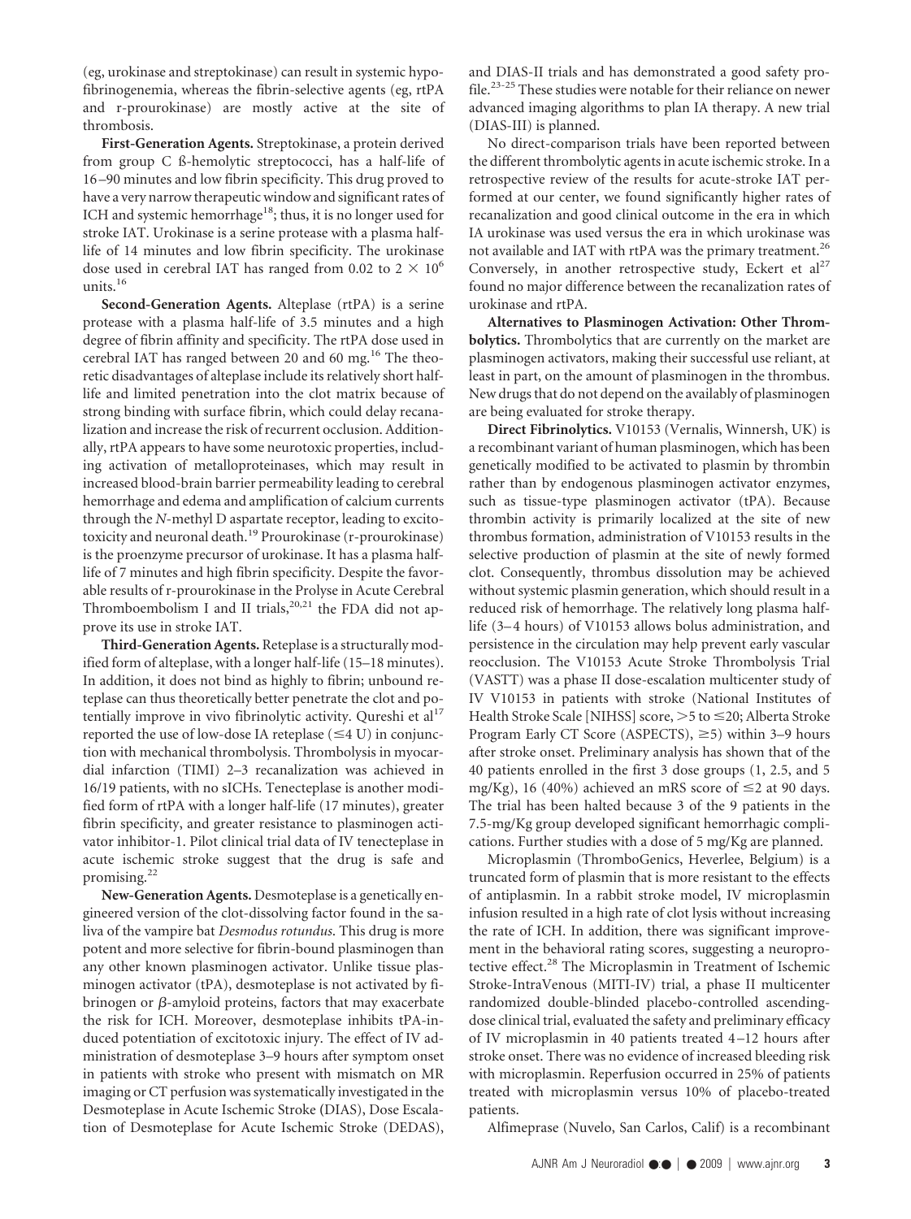(eg, urokinase and streptokinase) can result in systemic hypofibrinogenemia, whereas the fibrin-selective agents (eg, rtPA and r-prourokinase) are mostly active at the site of thrombosis.

**First-Generation Agents.** Streptokinase, a protein derived from group C ß-hemolytic streptococci, has a half-life of 16–90 minutes and low fibrin specificity. This drug proved to have a very narrow therapeutic window and significant rates of ICH and systemic hemorrhage[18]; thus, it is no longer used for stroke IAT. Urokinase is a serine protease with a plasma half-life of 14 minutes and low fibrin specificity. The urokinase dose used in cerebral IAT has ranged from 0.02 to $2 \times 10^6$ units.[16]

**Second-Generation Agents.** Alteplase (rtPA) is a serine protease with a plasma half-life of 3.5 minutes and a high degree of fibrin affinity and specificity. The rtPA dose used in cerebral IAT has ranged between 20 and 60 mg.[16] The theoretic disadvantages of alteplase include its relatively short half-life and limited penetration into the clot matrix because of strong binding with surface fibrin, which could delay recanalization and increase the risk of recurrent occlusion. Additionally, rtPA appears to have some neurotoxic properties, including activation of metalloproteinases, which may result in increased blood-brain barrier permeability leading to cerebral hemorrhage and edema and amplification of calcium currents through the *N*-methyl D aspartate receptor, leading to excitotoxicity and neuronal death.[19] Prourokinase (r-prourokinase) is the proenzyme precursor of urokinase. It has a plasma half-life of 7 minutes and high fibrin specificity. Despite the favorable results of r-prourokinase in the Prolyse in Acute Cerebral Thromboembolism I and II trials,[20,21] the FDA did not approve its use in stroke IAT.

**Third-Generation Agents.** Reteplase is a structurally modified form of alteplase, with a longer half-life (15–18 minutes). In addition, it does not bind as highly to fibrin; unbound reteplase can thus theoretically better penetrate the clot and potentially improve in vivo fibrinolytic activity. Qureshi et al[17] reported the use of low-dose IA reteplase (≤4 U) in conjunction with mechanical thrombolysis. Thrombolysis in myocardial infarction (TIMI) 2–3 recanalization was achieved in 16/19 patients, with no sICHs. Tenecteplase is another modified form of rtPA with a longer half-life (17 minutes), greater fibrin specificity, and greater resistance to plasminogen activator inhibitor-1. Pilot clinical trial data of IV tenecteplase in acute ischemic stroke suggest that the drug is safe and promising.[22]

**New-Generation Agents.** Desmoteplase is a genetically engineered version of the clot-dissolving factor found in the saliva of the vampire bat *Desmodus rotundus*. This drug is more potent and more selective for fibrin-bound plasminogen than any other known plasminogen activator. Unlike tissue plasminogen activator (tPA), desmoteplase is not activated by fibrinogen or $\beta$-amyloid proteins, factors that may exacerbate the risk for ICH. Moreover, desmoteplase inhibits tPA-induced potentiation of excitotoxic injury. The effect of IV administration of desmoteplase 3–9 hours after symptom onset in patients with stroke who present with mismatch on MR imaging or CT perfusion was systematically investigated in the Desmoteplase in Acute Ischemic Stroke (DIAS), Dose Escalation of Desmoteplase for Acute Ischemic Stroke (DEDAS), and DIAS-II trials and has demonstrated a good safety profile.[23-25] These studies were notable for their reliance on newer advanced imaging algorithms to plan IA therapy. A new trial (DIAS-III) is planned.

No direct-comparison trials have been reported between the different thrombolytic agents in acute ischemic stroke. In a retrospective review of the results for acute-stroke IAT performed at our center, we found significantly higher rates of recanalization and good clinical outcome in the era in which IA urokinase was used versus the era in which urokinase was not available and IAT with rtPA was the primary treatment.[26] Conversely, in another retrospective study, Eckert et al[27] found no major difference between the recanalization rates of urokinase and rtPA.

**Alternatives to Plasminogen Activation: Other Thrombolytics.** Thrombolytics that are currently on the market are plasminogen activators, making their successful use reliant, at least in part, on the amount of plasminogen in the thrombus. New drugs that do not depend on the availably of plasminogen are being evaluated for stroke therapy.

**Direct Fibrinolytics.** V10153 (Vernalis, Winnersh, UK) is a recombinant variant of human plasminogen, which has been genetically modified to be activated to plasmin by thrombin rather than by endogenous plasminogen activator enzymes, such as tissue-type plasminogen activator (tPA). Because thrombin activity is primarily localized at the site of new thrombus formation, administration of V10153 results in the selective production of plasmin at the site of newly formed clot. Consequently, thrombus dissolution may be achieved without systemic plasmin generation, which should result in a reduced risk of hemorrhage. The relatively long plasma half-life (3–4 hours) of V10153 allows bolus administration, and persistence in the circulation may help prevent early vascular reocclusion. The V10153 Acute Stroke Thrombolysis Trial (VASTT) was a phase II dose-escalation multicenter study of IV V10153 in patients with stroke (National Institutes of Health Stroke Scale [NIHSS] score, >5 to ≤20; Alberta Stroke Program Early CT Score (ASPECTS), ≥5) within 3–9 hours after stroke onset. Preliminary analysis has shown that of the 40 patients enrolled in the first 3 dose groups (1, 2.5, and 5 mg/Kg), 16 (40%) achieved an mRS score of ≤2 at 90 days. The trial has been halted because 3 of the 9 patients in the 7.5-mg/Kg group developed significant hemorrhagic complications. Further studies with a dose of 5 mg/Kg are planned.

Microplasmin (ThromboGenics, Heverlee, Belgium) is a truncated form of plasmin that is more resistant to the effects of antiplasmin. In a rabbit stroke model, IV microplasmin infusion resulted in a high rate of clot lysis without increasing the rate of ICH. In addition, there was significant improvement in the behavioral rating scores, suggesting a neuroprotective effect.[28] The Microplasmin in Treatment of Ischemic Stroke-IntraVenous (MITI-IV) trial, a phase II multicenter randomized double-blinded placebo-controlled ascending-dose clinical trial, evaluated the safety and preliminary efficacy of IV microplasmin in 40 patients treated 4–12 hours after stroke onset. There was no evidence of increased bleeding risk with microplasmin. Reperfusion occurred in 25% of patients treated with microplasmin versus 10% of placebo-treated patients.

Alfimeprase (Nuvelo, San Carlos, Calif) is a recombinant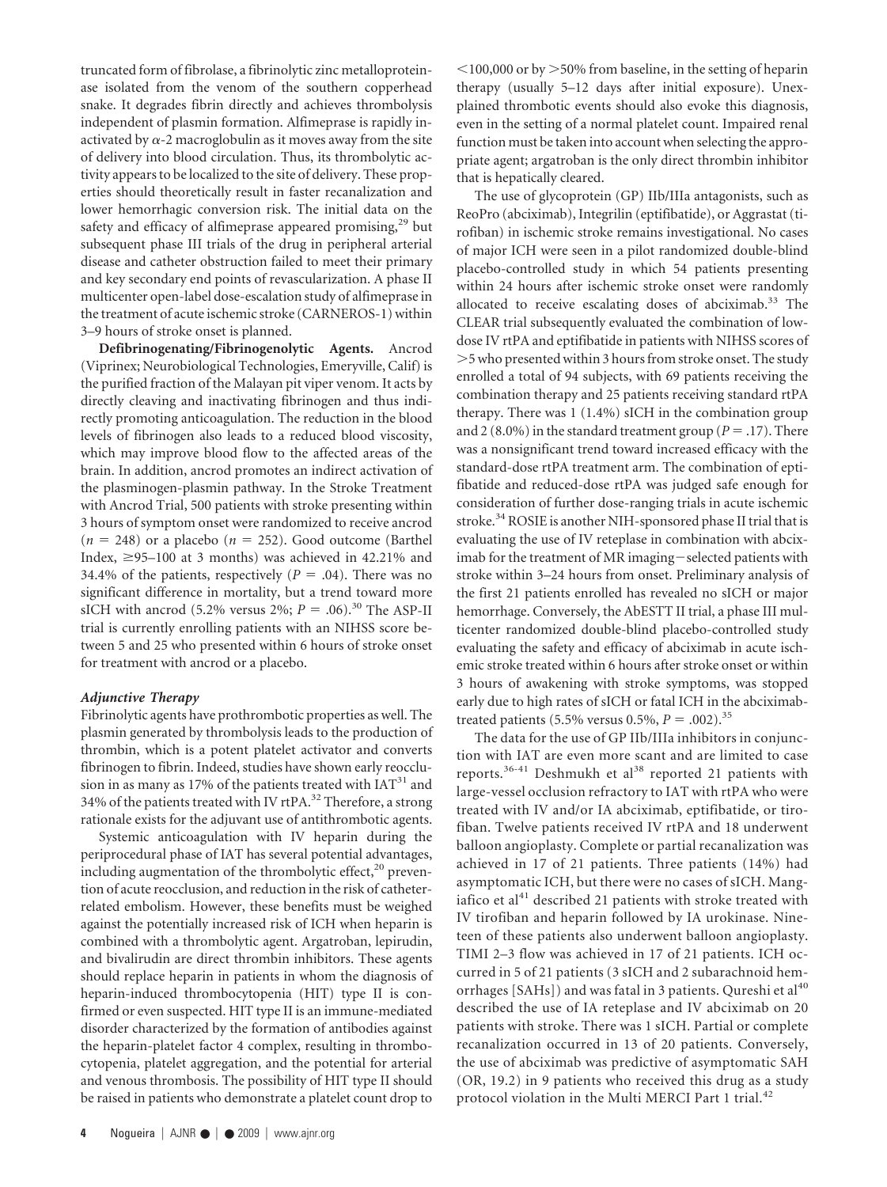truncated form of fibrolase, a fibrinolytic zinc metalloproteinase isolated from the venom of the southern copperhead snake. It degrades fibrin directly and achieves thrombolysis independent of plasmin formation. Alfimeprase is rapidly inactivated by $\alpha$-2 macroglobulin as it moves away from the site of delivery into blood circulation. Thus, its thrombolytic activity appears to be localized to the site of delivery. These properties should theoretically result in faster recanalization and lower hemorrhagic conversion risk. The initial data on the safety and efficacy of alfimeprase appeared promising,[29] but subsequent phase III trials of the drug in peripheral arterial disease and catheter obstruction failed to meet their primary and key secondary end points of revascularization. A phase II multicenter open-label dose-escalation study of alfimeprase in the treatment of acute ischemic stroke (CARNEROS-1) within 3–9 hours of stroke onset is planned.

**Defibrinogenating/Fibrinogenolytic Agents.** Ancrod (Viprinex; Neurobiological Technologies, Emeryville, Calif) is the purified fraction of the Malayan pit viper venom. It acts by directly cleaving and inactivating fibrinogen and thus indirectly promoting anticoagulation. The reduction in the blood levels of fibrinogen also leads to a reduced blood viscosity, which may improve blood flow to the affected areas of the brain. In addition, ancrod promotes an indirect activation of the plasminogen-plasmin pathway. In the Stroke Treatment with Ancrod Trial, 500 patients with stroke presenting within 3 hours of symptom onset were randomized to receive ancrod ($n$ = 248) or a placebo ($n$ = 252). Good outcome (Barthel Index, ≥95–100 at 3 months) was achieved in 42.21% and 34.4% of the patients, respectively ($P$ = .04). There was no significant difference in mortality, but a trend toward more sICH with ancrod (5.2% versus 2%; $P$ = .06).[30] The ASP-II trial is currently enrolling patients with an NIHSS score between 5 and 25 who presented within 6 hours of stroke onset for treatment with ancrod or a placebo.

### *Adjunctive Therapy*

Fibrinolytic agents have prothrombotic properties as well. The plasmin generated by thrombolysis leads to the production of thrombin, which is a potent platelet activator and converts fibrinogen to fibrin. Indeed, studies have shown early reocclusion in as many as 17% of the patients treated with IAT[31] and 34% of the patients treated with IV rtPA.[32] Therefore, a strong rationale exists for the adjuvant use of antithrombotic agents.

Systemic anticoagulation with IV heparin during the periprocedural phase of IAT has several potential advantages, including augmentation of the thrombolytic effect,[20] prevention of acute reocclusion, and reduction in the risk of catheter-related embolism. However, these benefits must be weighed against the potentially increased risk of ICH when heparin is combined with a thrombolytic agent. Argatroban, lepirudin, and bivalirudin are direct thrombin inhibitors. These agents should replace heparin in patients in whom the diagnosis of heparin-induced thrombocytopenia (HIT) type II is confirmed or even suspected. HIT type II is an immune-mediated disorder characterized by the formation of antibodies against the heparin-platelet factor 4 complex, resulting in thrombocytopenia, platelet aggregation, and the potential for arterial and venous thrombosis. The possibility of HIT type II should be raised in patients who demonstrate a platelet count drop to <100,000 or by >50% from baseline, in the setting of heparin therapy (usually 5–12 days after initial exposure). Unexplained thrombotic events should also evoke this diagnosis, even in the setting of a normal platelet count. Impaired renal function must be taken into account when selecting the appropriate agent; argatroban is the only direct thrombin inhibitor that is hepatically cleared.

The use of glycoprotein (GP) IIb/IIIa antagonists, such as ReoPro (abciximab), Integrilin (eptifibatide), or Aggrastat (tirofiban) in ischemic stroke remains investigational. No cases of major ICH were seen in a pilot randomized double-blind placebo-controlled study in which 54 patients presenting within 24 hours after ischemic stroke onset were randomly allocated to receive escalating doses of abciximab.[33] The CLEAR trial subsequently evaluated the combination of low-dose IV rtPA and eptifibatide in patients with NIHSS scores of >5 who presented within 3 hours from stroke onset. The study enrolled a total of 94 subjects, with 69 patients receiving the combination therapy and 25 patients receiving standard rtPA therapy. There was 1 (1.4%) sICH in the combination group and 2 (8.0%) in the standard treatment group ($P$ = .17). There was a nonsignificant trend toward increased efficacy with the standard-dose rtPA treatment arm. The combination of eptifibatide and reduced-dose rtPA was judged safe enough for consideration of further dose-ranging trials in acute ischemic stroke.[34] ROSIE is another NIH-sponsored phase II trial that is evaluating the use of IV reteplase in combination with abciximab for the treatment of MR imaging−selected patients with stroke within 3–24 hours from onset. Preliminary analysis of the first 21 patients enrolled has revealed no sICH or major hemorrhage. Conversely, the AbESTT II trial, a phase III multicenter randomized double-blind placebo-controlled study evaluating the safety and efficacy of abciximab in acute ischemic stroke treated within 6 hours after stroke onset or within 3 hours of awakening with stroke symptoms, was stopped early due to high rates of sICH or fatal ICH in the abciximab-treated patients (5.5% versus 0.5%, $P$ = .002).[35]

The data for the use of GP IIb/IIIa inhibitors in conjunction with IAT are even more scant and are limited to case reports.[36-41] Deshmukh et al[38] reported 21 patients with large-vessel occlusion refractory to IAT with rtPA who were treated with IV and/or IA abciximab, eptifibatide, or tirofiban. Twelve patients received IV rtPA and 18 underwent balloon angioplasty. Complete or partial recanalization was achieved in 17 of 21 patients. Three patients (14%) had asymptomatic ICH, but there were no cases of sICH. Mangiafico et al[41] described 21 patients with stroke treated with IV tirofiban and heparin followed by IA urokinase. Nineteen of these patients also underwent balloon angioplasty. TIMI 2–3 flow was achieved in 17 of 21 patients. ICH occurred in 5 of 21 patients (3 sICH and 2 subarachnoid hemorrhages [SAHs]) and was fatal in 3 patients. Qureshi et al[40] described the use of IA reteplase and IV abciximab on 20 patients with stroke. There was 1 sICH. Partial or complete recanalization occurred in 13 of 20 patients. Conversely, the use of abciximab was predictive of asymptomatic SAH (OR, 19.2) in 9 patients who received this drug as a study protocol violation in the Multi MERCI Part 1 trial.[42]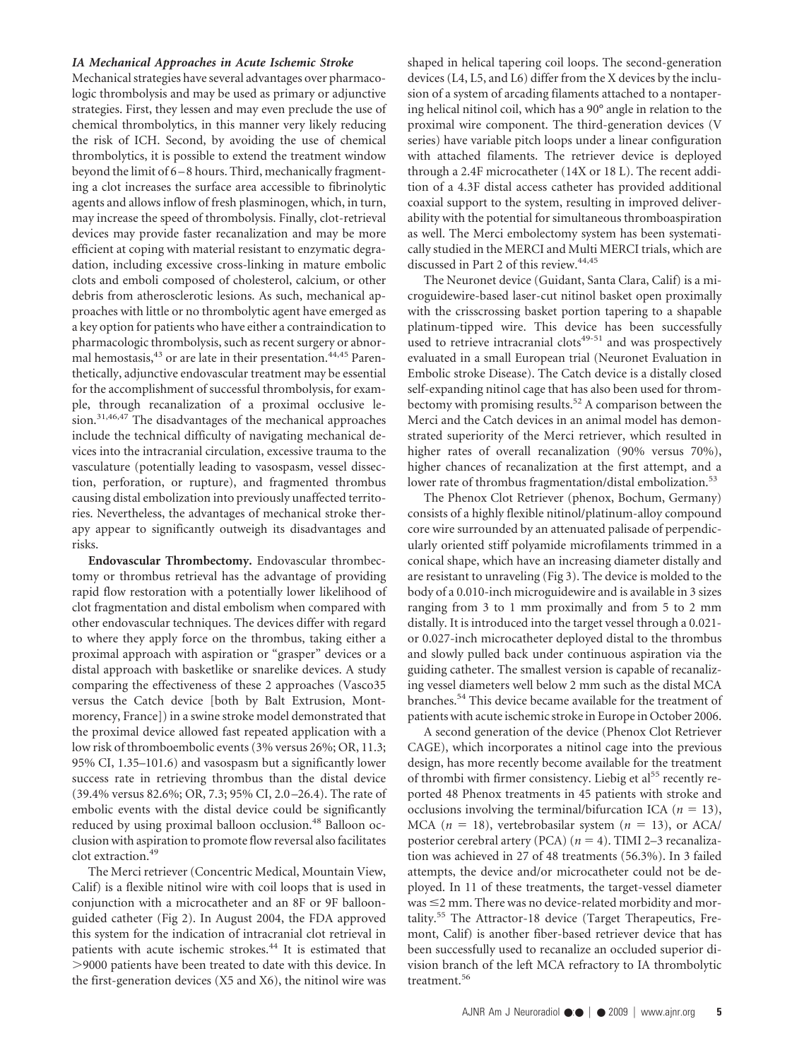### *IA Mechanical Approaches in Acute Ischemic Stroke*

Mechanical strategies have several advantages over pharmacologic thrombolysis and may be used as primary or adjunctive strategies. First, they lessen and may even preclude the use of chemical thrombolytics, in this manner very likely reducing the risk of ICH. Second, by avoiding the use of chemical thrombolytics, it is possible to extend the treatment window beyond the limit of 6–8 hours. Third, mechanically fragmenting a clot increases the surface area accessible to fibrinolytic agents and allows inflow of fresh plasminogen, which, in turn, may increase the speed of thrombolysis. Finally, clot-retrieval devices may provide faster recanalization and may be more efficient at coping with material resistant to enzymatic degradation, including excessive cross-linking in mature embolic clots and emboli composed of cholesterol, calcium, or other debris from atherosclerotic lesions. As such, mechanical approaches with little or no thrombolytic agent have emerged as a key option for patients who have either a contraindication to pharmacologic thrombolysis, such as recent surgery or abnormal hemostasis,[43] or are late in their presentation.[44,45] Parenthetically, adjunctive endovascular treatment may be essential for the accomplishment of successful thrombolysis, for example, through recanalization of a proximal occlusive lesion.[31,46,47] The disadvantages of the mechanical approaches include the technical difficulty of navigating mechanical devices into the intracranial circulation, excessive trauma to the vasculature (potentially leading to vasospasm, vessel dissection, perforation, or rupture), and fragmented thrombus causing distal embolization into previously unaffected territories. Nevertheless, the advantages of mechanical stroke therapy appear to significantly outweigh its disadvantages and risks.

**Endovascular Thrombectomy.** Endovascular thrombectomy or thrombus retrieval has the advantage of providing rapid flow restoration with a potentially lower likelihood of clot fragmentation and distal embolism when compared with other endovascular techniques. The devices differ with regard to where they apply force on the thrombus, taking either a proximal approach with aspiration or "grasper" devices or a distal approach with basketlike or snarelike devices. A study comparing the effectiveness of these 2 approaches (Vasco35 versus the Catch device [both by Balt Extrusion, Montmorency, France]) in a swine stroke model demonstrated that the proximal device allowed fast repeated application with a low risk of thromboembolic events (3% versus 26%; OR, 11.3; 95% CI, 1.35–101.6) and vasospasm but a significantly lower success rate in retrieving thrombus than the distal device (39.4% versus 82.6%; OR, 7.3; 95% CI, 2.0–26.4). The rate of embolic events with the distal device could be significantly reduced by using proximal balloon occlusion.[48] Balloon occlusion with aspiration to promote flow reversal also facilitates clot extraction.[49]

The Merci retriever (Concentric Medical, Mountain View, Calif) is a flexible nitinol wire with coil loops that is used in conjunction with a microcatheter and an 8F or 9F balloon-guided catheter (Fig 2). In August 2004, the FDA approved this system for the indication of intracranial clot retrieval in patients with acute ischemic strokes.[44] It is estimated that >9000 patients have been treated to date with this device. In the first-generation devices (X5 and X6), the nitinol wire was shaped in helical tapering coil loops. The second-generation devices (L4, L5, and L6) differ from the X devices by the inclusion of a system of arcading filaments attached to a nontapering helical nitinol coil, which has a 90° angle in relation to the proximal wire component. The third-generation devices (V series) have variable pitch loops under a linear configuration with attached filaments. The retriever device is deployed through a 2.4F microcatheter (14X or 18 L). The recent addition of a 4.3F distal access catheter has provided additional coaxial support to the system, resulting in improved deliverability with the potential for simultaneous thromboaspiration as well. The Merci embolectomy system has been systematically studied in the MERCI and Multi MERCI trials, which are discussed in Part 2 of this review.[44,45]

The Neuronet device (Guidant, Santa Clara, Calif) is a microguidewire-based laser-cut nitinol basket open proximally with the crisscrossing basket portion tapering to a shapable platinum-tipped wire. This device has been successfully used to retrieve intracranial clots[49-51] and was prospectively evaluated in a small European trial (Neuronet Evaluation in Embolic stroke Disease). The Catch device is a distally closed self-expanding nitinol cage that has also been used for thrombectomy with promising results.[52] A comparison between the Merci and the Catch devices in an animal model has demonstrated superiority of the Merci retriever, which resulted in higher rates of overall recanalization (90% versus 70%), higher chances of recanalization at the first attempt, and a lower rate of thrombus fragmentation/distal embolization.[53]

The Phenox Clot Retriever (phenox, Bochum, Germany) consists of a highly flexible nitinol/platinum-alloy compound core wire surrounded by an attenuated palisade of perpendicularly oriented stiff polyamide microfilaments trimmed in a conical shape, which have an increasing diameter distally and are resistant to unraveling (Fig 3). The device is molded to the body of a 0.010-inch microguidewire and is available in 3 sizes ranging from 3 to 1 mm proximally and from 5 to 2 mm distally. It is introduced into the target vessel through a 0.021- or 0.027-inch microcatheter deployed distal to the thrombus and slowly pulled back under continuous aspiration via the guiding catheter. The smallest version is capable of recanalizing vessel diameters well below 2 mm such as the distal MCA branches.[54] This device became available for the treatment of patients with acute ischemic stroke in Europe in October 2006.

A second generation of the device (Phenox Clot Retriever CAGE), which incorporates a nitinol cage into the previous design, has more recently become available for the treatment of thrombi with firmer consistency. Liebig et al[55] recently reported 48 Phenox treatments in 45 patients with stroke and occlusions involving the terminal/bifurcation ICA ($n = 13$), MCA ($n = 18$), vertebrobasilar system ($n = 13$), or ACA/posterior cerebral artery (PCA) ($n = 4$). TIMI 2–3 recanalization was achieved in 27 of 48 treatments (56.3%). In 3 failed attempts, the device and/or microcatheter could not be deployed. In 11 of these treatments, the target-vessel diameter was ≤2 mm. There was no device-related morbidity and mortality.[55] The Attractor-18 device (Target Therapeutics, Fremont, Calif) is another fiber-based retriever device that has been successfully used to recanalize an occluded superior division branch of the left MCA refractory to IA thrombolytic treatment.[56]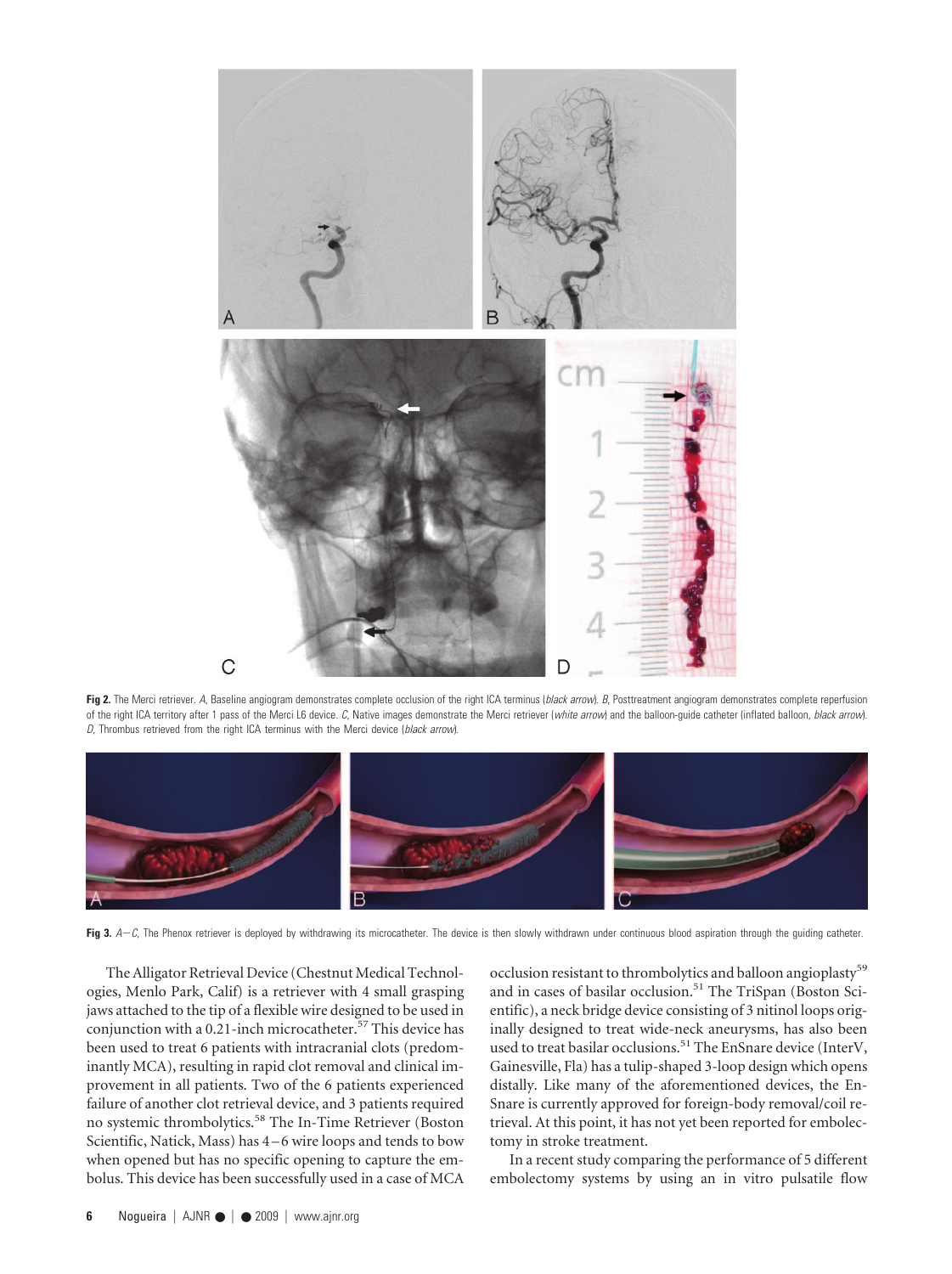**Fig 2.** The Merci retriever. *A*, Baseline angiogram demonstrates complete occlusion of the right ICA terminus (*black arrow*). *B*, Posttreatment angiogram demonstrates complete reperfusion of the right ICA territory after 1 pass of the Merci L6 device. *C*, Native images demonstrate the Merci retriever (*white arrow*) and the balloon-guide catheter (inflated balloon, *black arrow*). *D*, Thrombus retrieved from the right ICA terminus with the Merci device (*black arrow*).

**Fig 3.** *A–C*, The Phenox retriever is deployed by withdrawing its microcatheter. The device is then slowly withdrawn under continuous blood aspiration through the guiding catheter.

The Alligator Retrieval Device (Chestnut Medical Technologies, Menlo Park, Calif) is a retriever with 4 small grasping jaws attached to the tip of a flexible wire designed to be used in conjunction with a 0.21-inch microcatheter.[57] This device has been used to treat 6 patients with intracranial clots (predominantly MCA), resulting in rapid clot removal and clinical improvement in all patients. Two of the 6 patients experienced failure of another clot retrieval device, and 3 patients required no systemic thrombolytics.[58] The In-Time Retriever (Boston Scientific, Natick, Mass) has 4–6 wire loops and tends to bow when opened but has no specific opening to capture the embolus. This device has been successfully used in a case of MCA occlusion resistant to thrombolytics and balloon angioplasty[59] and in cases of basilar occlusion.[51] The TriSpan (Boston Scientific), a neck bridge device consisting of 3 nitinol loops originally designed to treat wide-neck aneurysms, has also been used to treat basilar occlusions.[51] The EnSnare device (InterV, Gainesville, Fla) has a tulip-shaped 3-loop design which opens distally. Like many of the aforementioned devices, the EnSnare is currently approved for foreign-body removal/coil retrieval. At this point, it has not yet been reported for embolectomy in stroke treatment.

In a recent study comparing the performance of 5 different embolectomy systems by using an in vitro pulsatile flow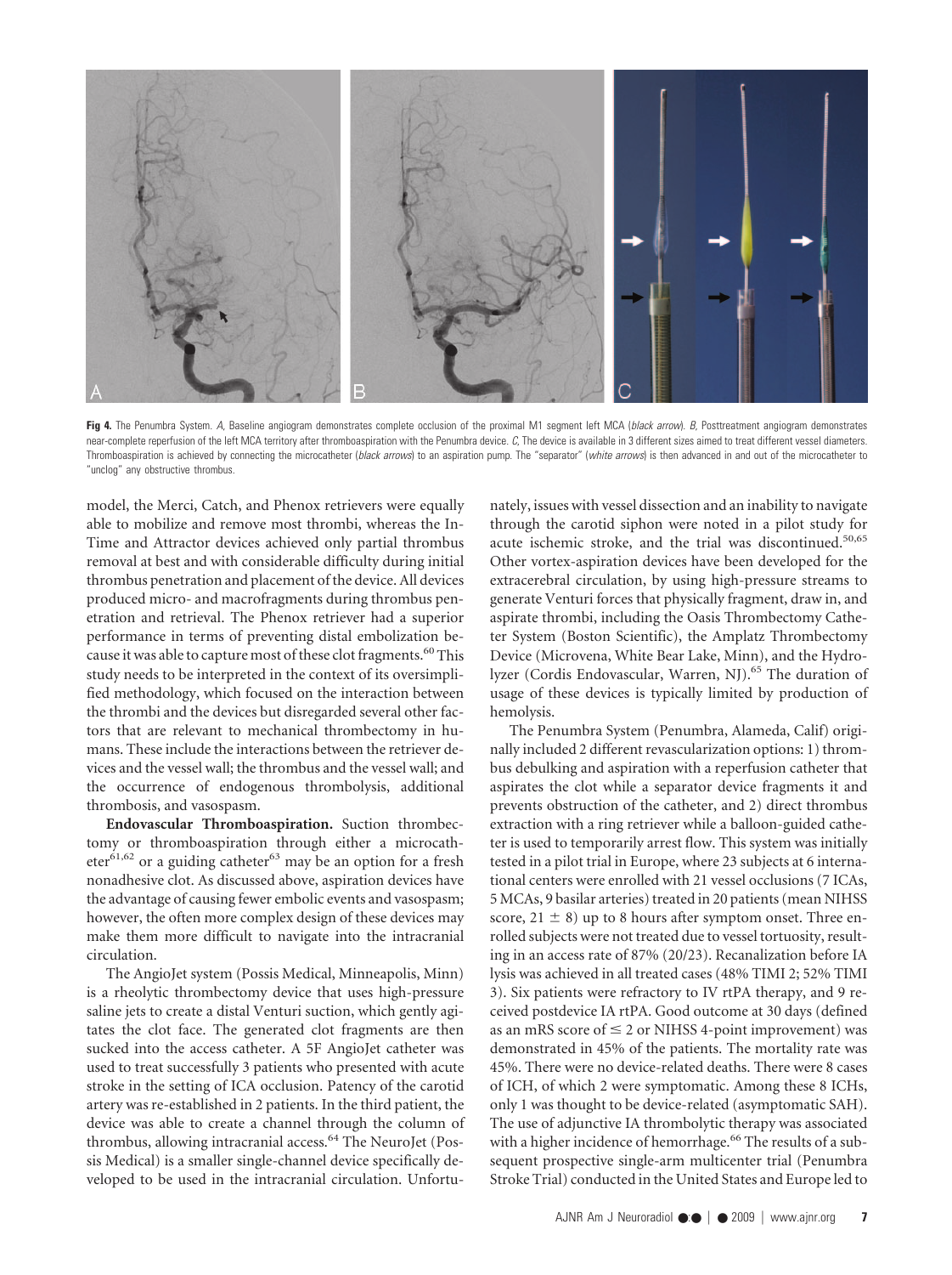**Fig 4.** The Penumbra System. *A*, Baseline angiogram demonstrates complete occlusion of the proximal M1 segment left MCA (*black arrow*). *B*, Posttreatment angiogram demonstrates near-complete reperfusion of the left MCA territory after thromboaspiration with the Penumbra device. *C*, The device is available in 3 different sizes aimed to treat different vessel diameters. Thromboaspiration is achieved by connecting the microcatheter (*black arrows*) to an aspiration pump. The "separator" (*white arrows*) is then advanced in and out of the microcatheter to "unclog" any obstructive thrombus.

model, the Merci, Catch, and Phenox retrievers were equally able to mobilize and remove most thrombi, whereas the In-Time and Attractor devices achieved only partial thrombus removal at best and with considerable difficulty during initial thrombus penetration and placement of the device. All devices produced micro- and macrofragments during thrombus penetration and retrieval. The Phenox retriever had a superior performance in terms of preventing distal embolization because it was able to capture most of these clot fragments.[60] This study needs to be interpreted in the context of its oversimplified methodology, which focused on the interaction between the thrombi and the devices but disregarded several other factors that are relevant to mechanical thrombectomy in humans. These include the interactions between the retriever devices and the vessel wall; the thrombus and the vessel wall; and the occurrence of endogenous thrombolysis, additional thrombosis, and vasospasm.

**Endovascular Thromboaspiration.** Suction thrombectomy or thromboaspiration through either a microcatheter[61,62] or a guiding catheter[63] may be an option for a fresh nonadhesive clot. As discussed above, aspiration devices have the advantage of causing fewer embolic events and vasospasm; however, the often more complex design of these devices may make them more difficult to navigate into the intracranial circulation.

The AngioJet system (Possis Medical, Minneapolis, Minn) is a rheolytic thrombectomy device that uses high-pressure saline jets to create a distal Venturi suction, which gently agitates the clot face. The generated clot fragments are then sucked into the access catheter. A 5F AngioJet catheter was used to treat successfully 3 patients who presented with acute stroke in the setting of ICA occlusion. Patency of the carotid artery was re-established in 2 patients. In the third patient, the device was able to create a channel through the column of thrombus, allowing intracranial access.[64] The NeuroJet (Possis Medical) is a smaller single-channel device specifically developed to be used in the intracranial circulation. Unfortunately, issues with vessel dissection and an inability to navigate through the carotid siphon were noted in a pilot study for acute ischemic stroke, and the trial was discontinued.[50,65] Other vortex-aspiration devices have been developed for the extracerebral circulation, by using high-pressure streams to generate Venturi forces that physically fragment, draw in, and aspirate thrombi, including the Oasis Thrombectomy Catheter System (Boston Scientific), the Amplatz Thrombectomy Device (Microvena, White Bear Lake, Minn), and the Hydrolyzer (Cordis Endovascular, Warren, NJ).[65] The duration of usage of these devices is typically limited by production of hemolysis.

The Penumbra System (Penumbra, Alameda, Calif) originally included 2 different revascularization options: 1) thrombus debulking and aspiration with a reperfusion catheter that aspirates the clot while a separator device fragments it and prevents obstruction of the catheter, and 2) direct thrombus extraction with a ring retriever while a balloon-guided catheter is used to temporarily arrest flow. This system was initially tested in a pilot trial in Europe, where 23 subjects at 6 international centers were enrolled with 21 vessel occlusions (7 ICAs, 5 MCAs, 9 basilar arteries) treated in 20 patients (mean NIHSS score, $21 \pm 8$) up to 8 hours after symptom onset. Three enrolled subjects were not treated due to vessel tortuosity, resulting in an access rate of 87% (20/23). Recanalization before IA lysis was achieved in all treated cases (48% TIMI 2; 52% TIMI 3). Six patients were refractory to IV rtPA therapy, and 9 received postdevice IA rtPA. Good outcome at 30 days (defined as an mRS score of $\leq 2$ or NIHSS 4-point improvement) was demonstrated in 45% of the patients. The mortality rate was 45%. There were no device-related deaths. There were 8 cases of ICH, of which 2 were symptomatic. Among these 8 ICHs, only 1 was thought to be device-related (asymptomatic SAH). The use of adjunctive IA thrombolytic therapy was associated with a higher incidence of hemorrhage.[66] The results of a subsequent prospective single-arm multicenter trial (Penumbra Stroke Trial) conducted in the United States and Europe led to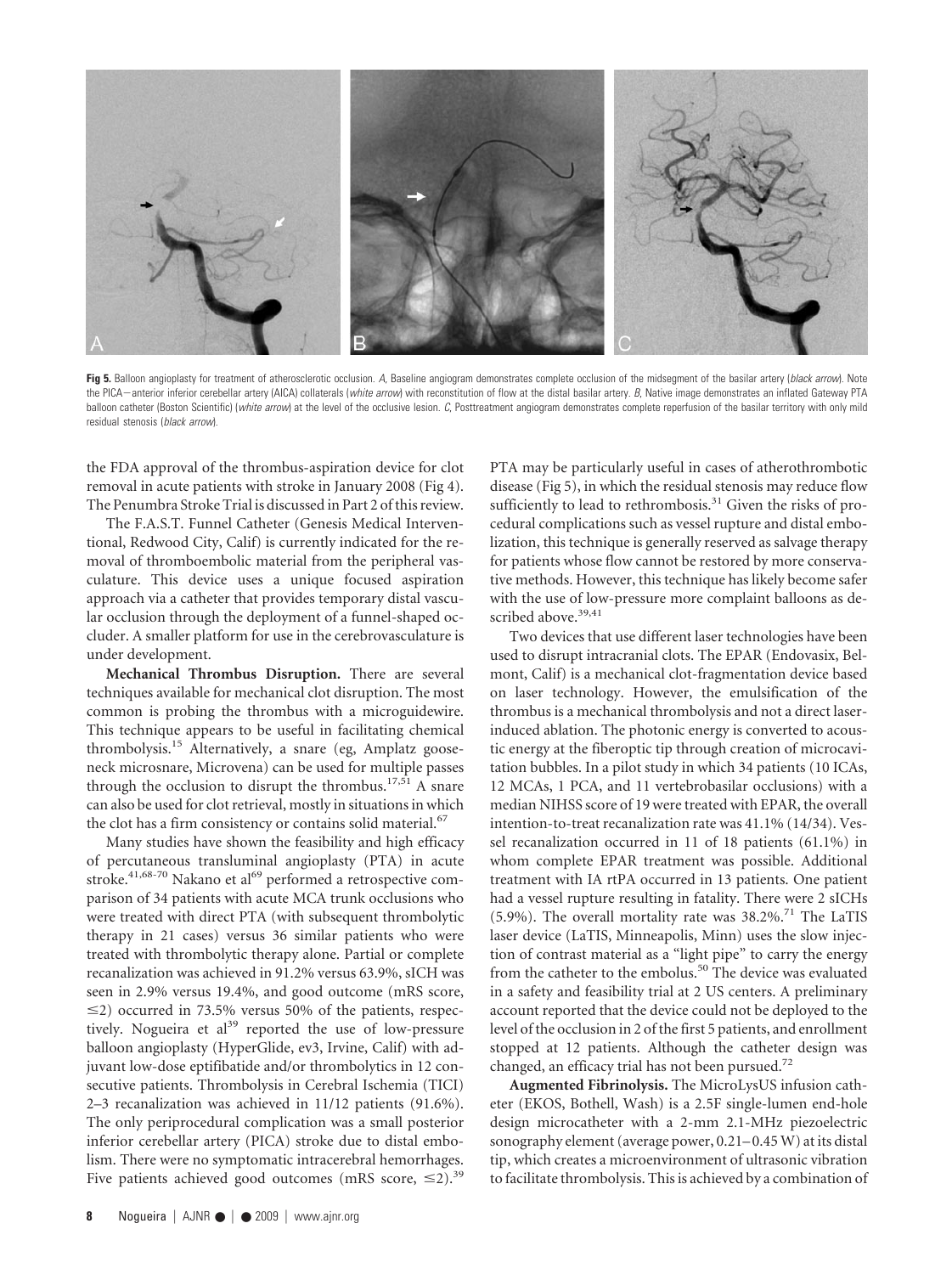**Fig 5.** Balloon angioplasty for treatment of atherosclerotic occlusion. *A*, Baseline angiogram demonstrates complete occlusion of the midsegment of the basilar artery (*black arrow*). Note the PICA—anterior inferior cerebellar artery (AICA) collaterals (*white arrow*) with reconstitution of flow at the distal basilar artery. *B*, Native image demonstrates an inflated Gateway PTA balloon catheter (Boston Scientific) (*white arrow*) at the level of the occlusive lesion. *C*, Posttreatment angiogram demonstrates complete reperfusion of the basilar territory with only mild residual stenosis (*black arrow*).

the FDA approval of the thrombus-aspiration device for clot removal in acute patients with stroke in January 2008 (Fig 4). The Penumbra Stroke Trial is discussed in Part 2 of this review.

The F.A.S.T. Funnel Catheter (Genesis Medical Interventional, Redwood City, Calif) is currently indicated for the removal of thromboembolic material from the peripheral vasculature. This device uses a unique focused aspiration approach via a catheter that provides temporary distal vascular occlusion through the deployment of a funnel-shaped occluder. A smaller platform for use in the cerebrovasculature is under development.

**Mechanical Thrombus Disruption.** There are several techniques available for mechanical clot disruption. The most common is probing the thrombus with a microguidewire. This technique appears to be useful in facilitating chemical thrombolysis.[15] Alternatively, a snare (eg, Amplatz gooseneck microsnare, Microvena) can be used for multiple passes through the occlusion to disrupt the thrombus.[17,51] A snare can also be used for clot retrieval, mostly in situations in which the clot has a firm consistency or contains solid material.[67]

Many studies have shown the feasibility and high efficacy of percutaneous transluminal angioplasty (PTA) in acute stroke.[41,68-70] Nakano et al[69] performed a retrospective comparison of 34 patients with acute MCA trunk occlusions who were treated with direct PTA (with subsequent thrombolytic therapy in 21 cases) versus 36 similar patients who were treated with thrombolytic therapy alone. Partial or complete recanalization was achieved in 91.2% versus 63.9%, sICH was seen in 2.9% versus 19.4%, and good outcome (mRS score, $\leq$2) occurred in 73.5% versus 50% of the patients, respectively. Nogueira et al[39] reported the use of low-pressure balloon angioplasty (HyperGlide, ev3, Irvine, Calif) with adjuvant low-dose eptifibatide and/or thrombolytics in 12 consecutive patients. Thrombolysis in Cerebral Ischemia (TICI) 2–3 recanalization was achieved in 11/12 patients (91.6%). The only periprocedural complication was a small posterior inferior cerebellar artery (PICA) stroke due to distal embolism. There were no symptomatic intracerebral hemorrhages. Five patients achieved good outcomes (mRS score, $\leq$2).[39]

PTA may be particularly useful in cases of atherothrombotic disease (Fig 5), in which the residual stenosis may reduce flow sufficiently to lead to rethrombosis.[31] Given the risks of procedural complications such as vessel rupture and distal embolization, this technique is generally reserved as salvage therapy for patients whose flow cannot be restored by more conservative methods. However, this technique has likely become safer with the use of low-pressure more complaint balloons as described above.[39,41]

Two devices that use different laser technologies have been used to disrupt intracranial clots. The EPAR (Endovasix, Belmont, Calif) is a mechanical clot-fragmentation device based on laser technology. However, the emulsification of the thrombus is a mechanical thrombolysis and not a direct laser-induced ablation. The photonic energy is converted to acoustic energy at the fiberoptic tip through creation of microcavitation bubbles. In a pilot study in which 34 patients (10 ICAs, 12 MCAs, 1 PCA, and 11 vertebrobasilar occlusions) with a median NIHSS score of 19 were treated with EPAR, the overall intention-to-treat recanalization rate was 41.1% (14/34). Vessel recanalization occurred in 11 of 18 patients (61.1%) in whom complete EPAR treatment was possible. Additional treatment with IA rtPA occurred in 13 patients. One patient had a vessel rupture resulting in fatality. There were 2 sICHs (5.9%). The overall mortality rate was 38.2%.[71] The LaTIS laser device (LaTIS, Minneapolis, Minn) uses the slow injection of contrast material as a "light pipe" to carry the energy from the catheter to the embolus.[50] The device was evaluated in a safety and feasibility trial at 2 US centers. A preliminary account reported that the device could not be deployed to the level of the occlusion in 2 of the first 5 patients, and enrollment stopped at 12 patients. Although the catheter design was changed, an efficacy trial has not been pursued.[72]

**Augmented Fibrinolysis.** The MicroLysUS infusion catheter (EKOS, Bothell, Wash) is a 2.5F single-lumen end-hole design microcatheter with a 2-mm 2.1-MHz piezoelectric sonography element (average power, 0.21–0.45 W) at its distal tip, which creates a microenvironment of ultrasonic vibration to facilitate thrombolysis. This is achieved by a combination of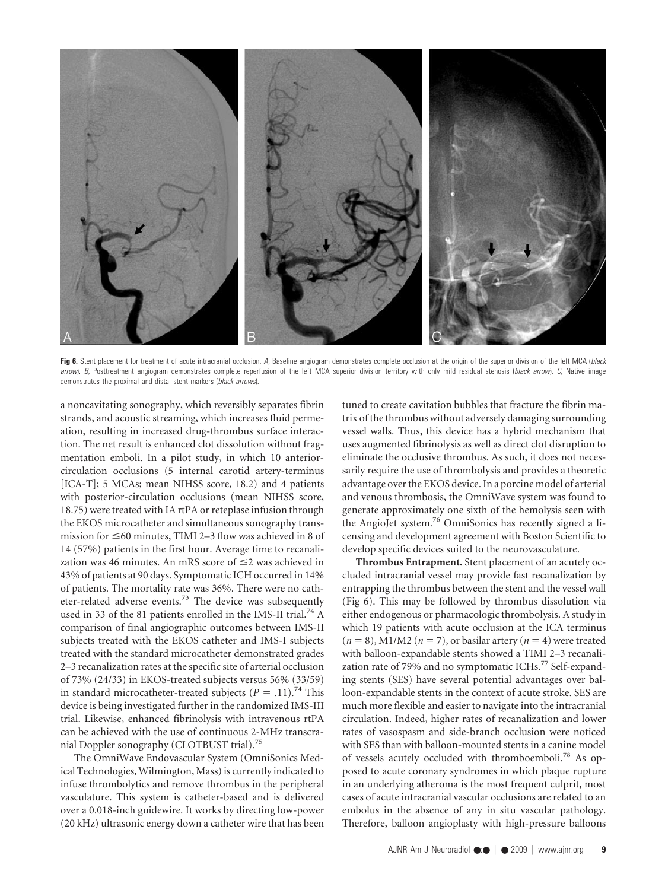**Fig 6.** Stent placement for treatment of acute intracranial occlusion. *A*, Baseline angiogram demonstrates complete occlusion at the origin of the superior division of the left MCA (*black arrow*). *B*, Posttreatment angiogram demonstrates complete reperfusion of the left MCA superior division territory with only mild residual stenosis (*black arrow*). *C*, Native image demonstrates the proximal and distal stent markers (*black arrows*).

a noncavitating sonography, which reversibly separates fibrin strands, and acoustic streaming, which increases fluid permeation, resulting in increased drug-thrombus surface interaction. The net result is enhanced clot dissolution without fragmentation emboli. In a pilot study, in which 10 anterior-circulation occlusions (5 internal carotid artery-terminus [ICA-T]; 5 MCAs; mean NIHSS score, 18.2) and 4 patients with posterior-circulation occlusions (mean NIHSS score, 18.75) were treated with IA rtPA or reteplase infusion through the EKOS microcatheter and simultaneous sonography transmission for ≤60 minutes, TIMI 2–3 flow was achieved in 8 of 14 (57%) patients in the first hour. Average time to recanalization was 46 minutes. An mRS score of ≤2 was achieved in 43% of patients at 90 days. Symptomatic ICH occurred in 14% of patients. The mortality rate was 36%. There were no catheter-related adverse events.[73] The device was subsequently used in 33 of the 81 patients enrolled in the IMS-II trial.[74] A comparison of final angiographic outcomes between IMS-II subjects treated with the EKOS catheter and IMS-I subjects treated with the standard microcatheter demonstrated grades 2–3 recanalization rates at the specific site of arterial occlusion of 73% (24/33) in EKOS-treated subjects versus 56% (33/59) in standard microcatheter-treated subjects ($P = .11$).[74] This device is being investigated further in the randomized IMS-III trial. Likewise, enhanced fibrinolysis with intravenous rtPA can be achieved with the use of continuous 2-MHz transcranial Doppler sonography (CLOTBUST trial).[75]

The OmniWave Endovascular System (OmniSonics Medical Technologies, Wilmington, Mass) is currently indicated to infuse thrombolytics and remove thrombus in the peripheral vasculature. This system is catheter-based and is delivered over a 0.018-inch guidewire. It works by directing low-power (20 kHz) ultrasonic energy down a catheter wire that has been tuned to create cavitation bubbles that fracture the fibrin matrix of the thrombus without adversely damaging surrounding vessel walls. Thus, this device has a hybrid mechanism that uses augmented fibrinolysis as well as direct clot disruption to eliminate the occlusive thrombus. As such, it does not necessarily require the use of thrombolysis and provides a theoretic advantage over the EKOS device. In a porcine model of arterial and venous thrombosis, the OmniWave system was found to generate approximately one sixth of the hemolysis seen with the AngioJet system.[76] OmniSonics has recently signed a licensing and development agreement with Boston Scientific to develop specific devices suited to the neurovasculature.

**Thrombus Entrapment.** Stent placement of an acutely occluded intracranial vessel may provide fast recanalization by entrapping the thrombus between the stent and the vessel wall (Fig 6). This may be followed by thrombus dissolution via either endogenous or pharmacologic thrombolysis. A study in which 19 patients with acute occlusion at the ICA terminus ($n = 8$), M1/M2 ($n = 7$), or basilar artery ($n = 4$) were treated with balloon-expandable stents showed a TIMI 2–3 recanalization rate of 79% and no symptomatic ICHs.[77] Self-expanding stents (SES) have several potential advantages over balloon-expandable stents in the context of acute stroke. SES are much more flexible and easier to navigate into the intracranial circulation. Indeed, higher rates of recanalization and lower rates of vasospasm and side-branch occlusion were noticed with SES than with balloon-mounted stents in a canine model of vessels acutely occluded with thromboemboli.[78] As opposed to acute coronary syndromes in which plaque rupture in an underlying atheroma is the most frequent culprit, most cases of acute intracranial vascular occlusions are related to an embolus in the absence of any in situ vascular pathology. Therefore, balloon angioplasty with high-pressure balloons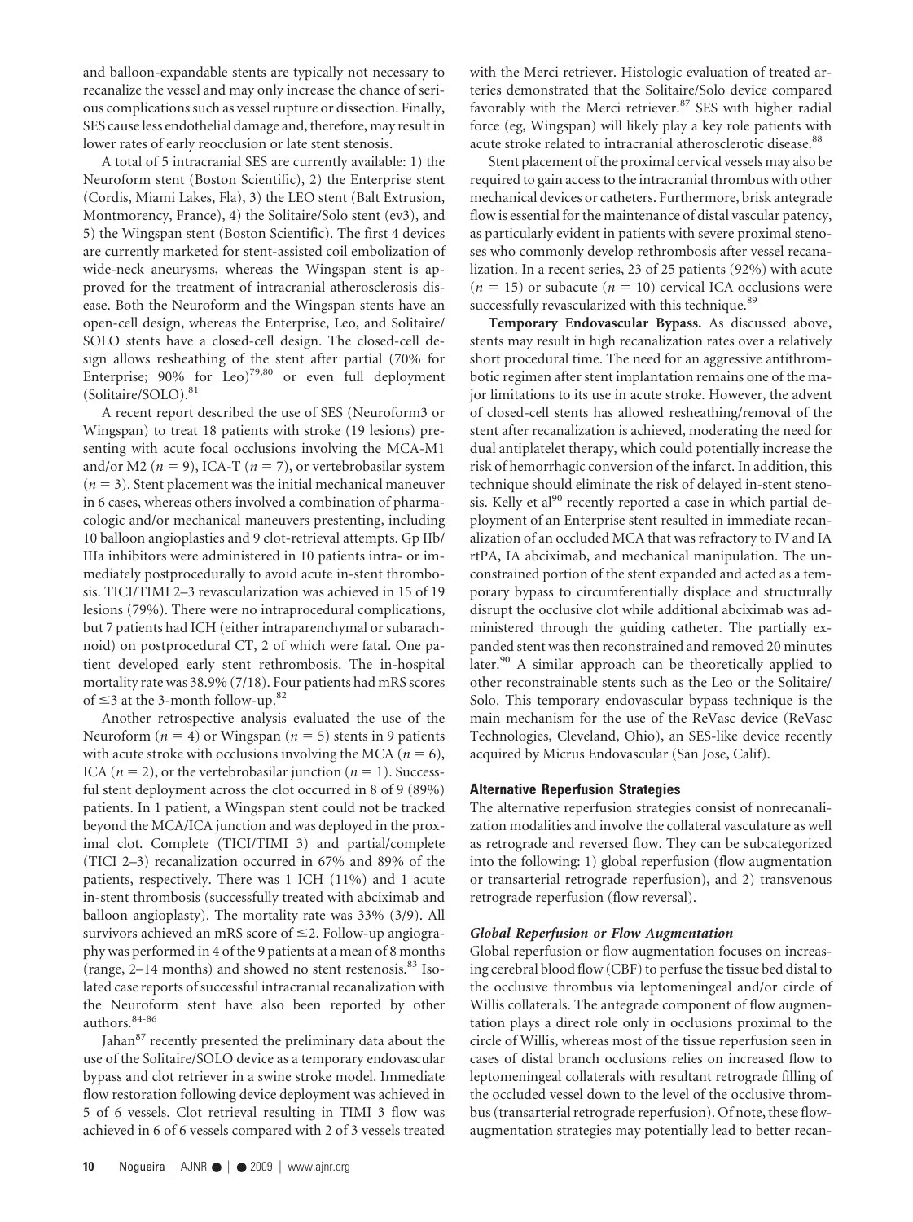and balloon-expandable stents are typically not necessary to recanalize the vessel and may only increase the chance of serious complications such as vessel rupture or dissection. Finally, SES cause less endothelial damage and, therefore, may result in lower rates of early reocclusion or late stent stenosis.

A total of 5 intracranial SES are currently available: 1) the Neuroform stent (Boston Scientific), 2) the Enterprise stent (Cordis, Miami Lakes, Fla), 3) the LEO stent (Balt Extrusion, Montmorency, France), 4) the Solitaire/Solo stent (ev3), and 5) the Wingspan stent (Boston Scientific). The first 4 devices are currently marketed for stent-assisted coil embolization of wide-neck aneurysms, whereas the Wingspan stent is approved for the treatment of intracranial atherosclerosis disease. Both the Neuroform and the Wingspan stents have an open-cell design, whereas the Enterprise, Leo, and Solitaire/SOLO stents have a closed-cell design. The closed-cell design allows resheathing of the stent after partial (70% for Enterprise; 90% for Leo)[79,80] or even full deployment (Solitaire/SOLO).[81]

A recent report described the use of SES (Neuroform3 or Wingspan) to treat 18 patients with stroke (19 lesions) presenting with acute focal occlusions involving the MCA-M1 and/or M2 ($n = 9$), ICA-T ($n = 7$), or vertebrobasilar system ($n = 3$). Stent placement was the initial mechanical maneuver in 6 cases, whereas others involved a combination of pharmacologic and/or mechanical maneuvers prestenting, including 10 balloon angioplasties and 9 clot-retrieval attempts. Gp IIb/IIIa inhibitors were administered in 10 patients intra- or immediately postprocedurally to avoid acute in-stent thrombosis. TICI/TIMI 2–3 revascularization was achieved in 15 of 19 lesions (79%). There were no intraprocedural complications, but 7 patients had ICH (either intraparenchymal or subarachnoid) on postprocedural CT, 2 of which were fatal. One patient developed early stent rethrombosis. The in-hospital mortality rate was 38.9% (7/18). Four patients had mRS scores of $\leq 3$ at the 3-month follow-up.[82]

Another retrospective analysis evaluated the use of the Neuroform ($n = 4$) or Wingspan ($n = 5$) stents in 9 patients with acute stroke with occlusions involving the MCA ($n = 6$), ICA ($n = 2$), or the vertebrobasilar junction ($n = 1$). Successful stent deployment across the clot occurred in 8 of 9 (89%) patients. In 1 patient, a Wingspan stent could not be tracked beyond the MCA/ICA junction and was deployed in the proximal clot. Complete (TICI/TIMI 3) and partial/complete (TICI 2–3) recanalization occurred in 67% and 89% of the patients, respectively. There was 1 ICH (11%) and 1 acute in-stent thrombosis (successfully treated with abciximab and balloon angioplasty). The mortality rate was 33% (3/9). All survivors achieved an mRS score of $\leq 2$. Follow-up angiography was performed in 4 of the 9 patients at a mean of 8 months (range, 2–14 months) and showed no stent restenosis.[83] Isolated case reports of successful intracranial recanalization with the Neuroform stent have also been reported by other authors.[84–86]

Jahan[87] recently presented the preliminary data about the use of the Solitaire/SOLO device as a temporary endovascular bypass and clot retriever in a swine stroke model. Immediate flow restoration following device deployment was achieved in 5 of 6 vessels. Clot retrieval resulting in TIMI 3 flow was achieved in 6 of 6 vessels compared with 2 of 3 vessels treated with the Merci retriever. Histologic evaluation of treated arteries demonstrated that the Solitaire/Solo device compared favorably with the Merci retriever.[87] SES with higher radial force (eg, Wingspan) will likely play a key role patients with acute stroke related to intracranial atherosclerotic disease.[88]

Stent placement of the proximal cervical vessels may also be required to gain access to the intracranial thrombus with other mechanical devices or catheters. Furthermore, brisk antegrade flow is essential for the maintenance of distal vascular patency, as particularly evident in patients with severe proximal stenoses who commonly develop rethrombosis after vessel recanalization. In a recent series, 23 of 25 patients (92%) with acute ($n = 15$) or subacute ($n = 10$) cervical ICA occlusions were successfully revascularized with this technique.[89]

**Temporary Endovascular Bypass.** As discussed above, stents may result in high recanalization rates over a relatively short procedural time. The need for an aggressive antithrombotic regimen after stent implantation remains one of the major limitations to its use in acute stroke. However, the advent of closed-cell stents has allowed resheathing/removal of the stent after recanalization is achieved, moderating the need for dual antiplatelet therapy, which could potentially increase the risk of hemorrhagic conversion of the infarct. In addition, this technique should eliminate the risk of delayed in-stent stenosis. Kelly et al[90] recently reported a case in which partial deployment of an Enterprise stent resulted in immediate recanalization of an occluded MCA that was refractory to IV and IA rtPA, IA abciximab, and mechanical manipulation. The unconstrained portion of the stent expanded and acted as a temporary bypass to circumferentially displace and structurally disrupt the occlusive clot while additional abciximab was administered through the guiding catheter. The partially expanded stent was then reconstrained and removed 20 minutes later.[90] A similar approach can be theoretically applied to other reconstrainable stents such as the Leo or the Solitaire/Solo. This temporary endovascular bypass technique is the main mechanism for the use of the ReVasc device (ReVasc Technologies, Cleveland, Ohio), an SES-like device recently acquired by Micrus Endovascular (San Jose, Calif).

### Alternative Reperfusion Strategies

The alternative reperfusion strategies consist of nonrecanalization modalities and involve the collateral vasculature as well as retrograde and reversed flow. They can be subcategorized into the following: 1) global reperfusion (flow augmentation or transarterial retrograde reperfusion), and 2) transvenous retrograde reperfusion (flow reversal).

#### *Global Reperfusion or Flow Augmentation*

Global reperfusion or flow augmentation focuses on increasing cerebral blood flow (CBF) to perfuse the tissue bed distal to the occlusive thrombus via leptomeningeal and/or circle of Willis collaterals. The antegrade component of flow augmentation plays a direct role only in occlusions proximal to the circle of Willis, whereas most of the tissue reperfusion seen in cases of distal branch occlusions relies on increased flow to leptomeningeal collaterals with resultant retrograde filling of the occluded vessel down to the level of the occlusive thrombus (transarterial retrograde reperfusion). Of note, these flow-augmentation strategies may potentially lead to better recan-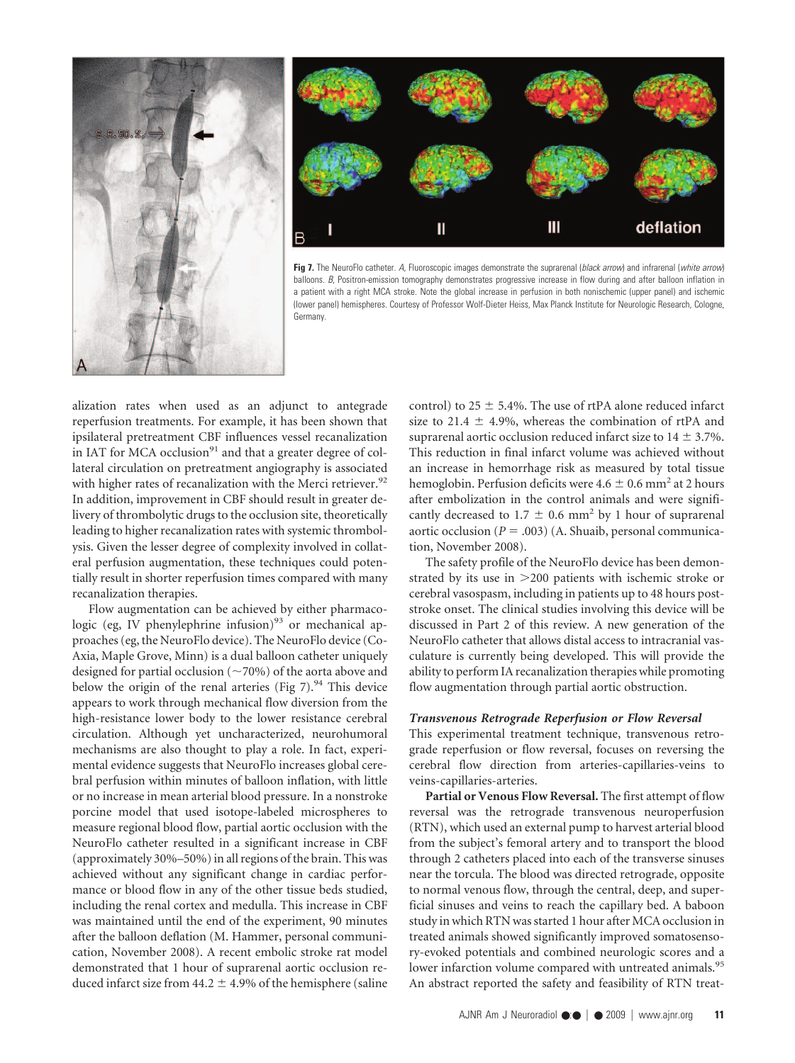**Fig 7.** The NeuroFlo catheter. *A*, Fluoroscopic images demonstrate the suprarenal (*black arrow*) and infrarenal (*white arrow*) balloons. *B*, Positron-emission tomography demonstrates progressive increase in flow during and after balloon inflation in a patient with a right MCA stroke. Note the global increase in perfusion in both nonischemic (upper panel) and ischemic (lower panel) hemispheres. Courtesy of Professor Wolf-Dieter Heiss, Max Planck Institute for Neurologic Research, Cologne, Germany.

alization rates when used as an adjunct to antegrade reperfusion treatments. For example, it has been shown that ipsilateral pretreatment CBF influences vessel recanalization in IAT for MCA occlusion[91] and that a greater degree of collateral circulation on pretreatment angiography is associated with higher rates of recanalization with the Merci retriever.[92] In addition, improvement in CBF should result in greater delivery of thrombolytic drugs to the occlusion site, theoretically leading to higher recanalization rates with systemic thrombolysis. Given the lesser degree of complexity involved in collateral perfusion augmentation, these techniques could potentially result in shorter reperfusion times compared with many recanalization therapies.

Flow augmentation can be achieved by either pharmacologic (eg, IV phenylephrine infusion)[93] or mechanical approaches (eg, the NeuroFlo device). The NeuroFlo device (Co-Axia, Maple Grove, Minn) is a dual balloon catheter uniquely designed for partial occlusion (~70%) of the aorta above and below the origin of the renal arteries (Fig 7).[94] This device appears to work through mechanical flow diversion from the high-resistance lower body to the lower resistance cerebral circulation. Although yet uncharacterized, neurohumoral mechanisms are also thought to play a role. In fact, experimental evidence suggests that NeuroFlo increases global cerebral perfusion within minutes of balloon inflation, with little or no increase in mean arterial blood pressure. In a nonstroke porcine model that used isotope-labeled microspheres to measure regional blood flow, partial aortic occlusion with the NeuroFlo catheter resulted in a significant increase in CBF (approximately 30%–50%) in all regions of the brain. This was achieved without any significant change in cardiac performance or blood flow in any of the other tissue beds studied, including the renal cortex and medulla. This increase in CBF was maintained until the end of the experiment, 90 minutes after the balloon deflation (M. Hammer, personal communication, November 2008). A recent embolic stroke rat model demonstrated that 1 hour of suprarenal aortic occlusion reduced infarct size from 44.2 ± 4.9% of the hemisphere (saline control) to 25 ± 5.4%. The use of rtPA alone reduced infarct size to 21.4 ± 4.9%, whereas the combination of rtPA and suprarenal aortic occlusion reduced infarct size to 14 ± 3.7%. This reduction in final infarct volume was achieved without an increase in hemorrhage risk as measured by total tissue hemoglobin. Perfusion deficits were 4.6 ± 0.6 $mm^2$ at 2 hours after embolization in the control animals and were significantly decreased to 1.7 ± 0.6 $mm^2$ by 1 hour of suprarenal aortic occlusion ($P = .003$) (A. Shuaib, personal communication, November 2008).

The safety profile of the NeuroFlo device has been demonstrated by its use in >200 patients with ischemic stroke or cerebral vasospasm, including in patients up to 48 hours poststroke onset. The clinical studies involving this device will be discussed in Part 2 of this review. A new generation of the NeuroFlo catheter that allows distal access to intracranial vasculature is currently being developed. This will provide the ability to perform IA recanalization therapies while promoting flow augmentation through partial aortic obstruction.

### *Transvenous Retrograde Reperfusion or Flow Reversal*

This experimental treatment technique, transvenous retrograde reperfusion or flow reversal, focuses on reversing the cerebral flow direction from arteries-capillaries-veins to veins-capillaries-arteries.

**Partial or Venous Flow Reversal.** The first attempt of flow reversal was the retrograde transvenous neuroperfusion (RTN), which used an external pump to harvest arterial blood from the subject's femoral artery and to transport the blood through 2 catheters placed into each of the transverse sinuses near the torcula. The blood was directed retrograde, opposite to normal venous flow, through the central, deep, and superficial sinuses and veins to reach the capillary bed. A baboon study in which RTN was started 1 hour after MCA occlusion in treated animals showed significantly improved somatosensory-evoked potentials and combined neurologic scores and a lower infarction volume compared with untreated animals.[95] An abstract reported the safety and feasibility of RTN treat-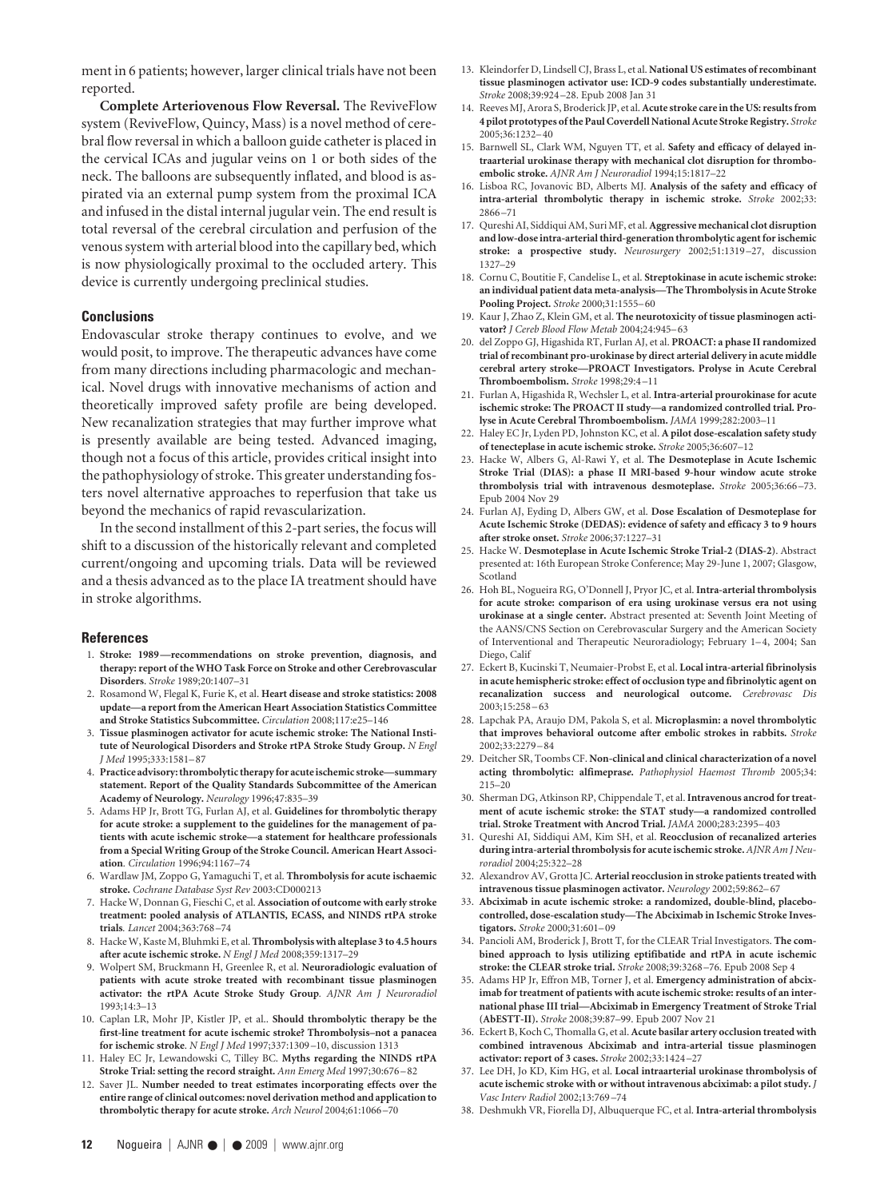ment in 6 patients; however, larger clinical trials have not been reported.

**Complete Arteriovenous Flow Reversal.** The ReviveFlow system (ReviveFlow, Quincy, Mass) is a novel method of cerebral flow reversal in which a balloon guide catheter is placed in the cervical ICAs and jugular veins on 1 or both sides of the neck. The balloons are subsequently inflated, and blood is aspirated via an external pump system from the proximal ICA and infused in the distal internal jugular vein. The end result is total reversal of the cerebral circulation and perfusion of the venous system with arterial blood into the capillary bed, which is now physiologically proximal to the occluded artery. This device is currently undergoing preclinical studies.

## Conclusions

Endovascular stroke therapy continues to evolve, and we would posit, to improve. The therapeutic advances have come from many directions including pharmacologic and mechanical. Novel drugs with innovative mechanisms of action and theoretically improved safety profile are being developed. New recanalization strategies that may further improve what is presently available are being tested. Advanced imaging, though not a focus of this article, provides critical insight into the pathophysiology of stroke. This greater understanding fosters novel alternative approaches to reperfusion that take us beyond the mechanics of rapid revascularization.

In the second installment of this 2-part series, the focus will shift to a discussion of the historically relevant and completed current/ongoing and upcoming trials. Data will be reviewed and a thesis advanced as to the place IA treatment should have in stroke algorithms.

## References

1. **Stroke: 1989—recommendations on stroke prevention, diagnosis, and therapy: report of the WHO Task Force on Stroke and other Cerebrovascular Disorders**. *Stroke* 1989;20:1407–31
2. Rosamond W, Flegal K, Furie K, et al. **Heart disease and stroke statistics: 2008 update—a report from the American Heart Association Statistics Committee and Stroke Statistics Subcommittee.** *Circulation* 2008;117:e25–146
3. **Tissue plasminogen activator for acute ischemic stroke: The National Institute of Neurological Disorders and Stroke rtPA Stroke Study Group.** *N Engl J Med* 1995;333:1581–87
4. **Practice advisory: thrombolytic therapy for acute ischemic stroke—summary statement. Report of the Quality Standards Subcommittee of the American Academy of Neurology.** *Neurology* 1996;47:835–39
5. Adams HP Jr, Brott TG, Furlan AJ, et al. **Guidelines for thrombolytic therapy for acute stroke: a supplement to the guidelines for the management of patients with acute ischemic stroke—a statement for healthcare professionals from a Special Writing Group of the Stroke Council. American Heart Association**. *Circulation* 1996;94:1167–74
6. Wardlaw JM, Zoppo G, Yamaguchi T, et al. **Thrombolysis for acute ischaemic stroke.** *Cochrane Database Syst Rev* 2003:CD000213
7. Hacke W, Donnan G, Fieschi C, et al. **Association of outcome with early stroke treatment: pooled analysis of ATLANTIS, ECASS, and NINDS rtPA stroke trials**. *Lancet* 2004;363:768–74
8. Hacke W, Kaste M, Bluhmki E, et al. **Thrombolysis with alteplase 3 to 4.5 hours after acute ischemic stroke.** *N Engl J Med* 2008;359:1317–29
9. Wolpert SM, Bruckmann H, Greenlee R, et al. **Neuroradiologic evaluation of patients with acute stroke treated with recombinant tissue plasminogen activator: the rtPA Acute Stroke Study Group**. *AJNR Am J Neuroradiol* 1993;14:3–13
10. Caplan LR, Mohr JP, Kistler JP, et al.. **Should thrombolytic therapy be the first-line treatment for acute ischemic stroke? Thrombolysis–not a panacea for ischemic stroke**. *N Engl J Med* 1997;337:1309–10, discussion 1313
11. Haley EC Jr, Lewandowski C, Tilley BC. **Myths regarding the NINDS rtPA Stroke Trial: setting the record straight.** *Ann Emerg Med* 1997;30:676–82
12. Saver JL. **Number needed to treat estimates incorporating effects over the entire range of clinical outcomes: novel derivation method and application to thrombolytic therapy for acute stroke.** *Arch Neurol* 2004;61:1066–70
13. Kleindorfer D, Lindsell CJ, Brass L, et al. **National US estimates of recombinant tissue plasminogen activator use: ICD-9 codes substantially underestimate.** *Stroke* 2008;39:924–28. Epub 2008 Jan 31
14. Reeves MJ, Arora S, Broderick JP, et al. **Acute stroke care in the US: results from 4 pilot prototypes of the Paul Coverdell National Acute Stroke Registry.** *Stroke* 2005;36:1232–40
15. Barnwell SL, Clark WM, Nguyen TT, et al. **Safety and efficacy of delayed intraarterial urokinase therapy with mechanical clot disruption for thromboembolic stroke.** *AJNR Am J Neuroradiol* 1994;15:1817–22
16. Lisboa RC, Jovanovic BD, Alberts MJ. **Analysis of the safety and efficacy of intra-arterial thrombolytic therapy in ischemic stroke.** *Stroke* 2002;33:2866–71
17. Qureshi AI, Siddiqui AM, Suri MF, et al. **Aggressive mechanical clot disruption and low-dose intra-arterial third-generation thrombolytic agent for ischemic stroke: a prospective study.** *Neurosurgery* 2002;51:1319–27, discussion 1327–29
18. Cornu C, Boutitie F, Candelise L, et al. **Streptokinase in acute ischemic stroke: an individual patient data meta-analysis—The Thrombolysis in Acute Stroke Pooling Project.** *Stroke* 2000;31:1555–60
19. Kaur J, Zhao Z, Klein GM, et al. **The neurotoxicity of tissue plasminogen activator?** *J Cereb Blood Flow Metab* 2004;24:945–63
20. del Zoppo GJ, Higashida RT, Furlan AJ, et al. **PROACT: a phase II randomized trial of recombinant pro-urokinase by direct arterial delivery in acute middle cerebral artery stroke—PROACT Investigators. Prolyse in Acute Cerebral Thromboembolism.** *Stroke* 1998;29:4–11
21. Furlan A, Higashida R, Wechsler L, et al. **Intra-arterial prourokinase for acute ischemic stroke: The PROACT II study—a randomized controlled trial. Prolyse in Acute Cerebral Thromboembolism.** *JAMA* 1999;282:2003–11
22. Haley EC Jr, Lyden PD, Johnston KC, et al. **A pilot dose-escalation safety study of tenecteplase in acute ischemic stroke.** *Stroke* 2005;36:607–12
23. Hacke W, Albers G, Al-Rawi Y, et al. **The Desmoteplase in Acute Ischemic Stroke Trial (DIAS): a phase II MRI-based 9-hour window acute stroke thrombolysis trial with intravenous desmoteplase.** *Stroke* 2005;36:66–73. Epub 2004 Nov 29
24. Furlan AJ, Eyding D, Albers GW, et al. **Dose Escalation of Desmoteplase for Acute Ischemic Stroke (DEDAS): evidence of safety and efficacy 3 to 9 hours after stroke onset.** *Stroke* 2006;37:1227–31
25. Hacke W. **Desmoteplase in Acute Ischemic Stroke Trial-2 (DIAS-2)**. Abstract presented at: 16th European Stroke Conference; May 29-June 1, 2007; Glasgow, Scotland
26. Hoh BL, Nogueira RG, O'Donnell J, Pryor JC, et al. **Intra-arterial thrombolysis for acute stroke: comparison of era using urokinase versus era not using urokinase at a single center.** Abstract presented at: Seventh Joint Meeting of the AANS/CNS Section on Cerebrovascular Surgery and the American Society of Interventional and Therapeutic Neuroradiology; February 1–4, 2004; San Diego, Calif
27. Eckert B, Kucinski T, Neumaier-Probst E, et al. **Local intra-arterial fibrinolysis in acute hemispheric stroke: effect of occlusion type and fibrinolytic agent on recanalization success and neurological outcome.** *Cerebrovasc Dis* 2003;15:258–63
28. Lapchak PA, Araujo DM, Pakola S, et al. **Microplasmin: a novel thrombolytic that improves behavioral outcome after embolic strokes in rabbits.** *Stroke* 2002;33:2279–84
29. Deitcher SR, Toombs CF. **Non-clinical and clinical characterization of a novel acting thrombolytic: alfimeprase.** *Pathophysiol Haemost Thromb* 2005;34:215–20
30. Sherman DG, Atkinson RP, Chippendale T, et al. **Intravenous ancrod for treatment of acute ischemic stroke: the STAT study—a randomized controlled trial. Stroke Treatment with Ancrod Trial.** *JAMA* 2000;283:2395–403
31. Qureshi AI, Siddiqui AM, Kim SH, et al. **Reocclusion of recanalized arteries during intra-arterial thrombolysis for acute ischemic stroke.** *AJNR Am J Neuroradiol* 2004;25:322–28
32. Alexandrov AV, Grotta JC. **Arterial reocclusion in stroke patients treated with intravenous tissue plasminogen activator.** *Neurology* 2002;59:862–67
33. **Abciximab in acute ischemic stroke: a randomized, double-blind, placebo-controlled, dose-escalation study—The Abciximab in Ischemic Stroke Investigators.** *Stroke* 2000;31:601–09
34. Pancioli AM, Broderick J, Brott T, for the CLEAR Trial Investigators. **The combined approach to lysis utilizing eptifibatide and rtPA in acute ischemic stroke: the CLEAR stroke trial.** *Stroke* 2008;39:3268–76. Epub 2008 Sep 4
35. Adams HP Jr, Effron MB, Torner J, et al. **Emergency administration of abciximab for treatment of patients with acute ischemic stroke: results of an international phase III trial—Abciximab in Emergency Treatment of Stroke Trial (AbESTT-II).** *Stroke* 2008;39:87–99. Epub 2007 Nov 21
36. Eckert B, Koch C, Thomalla G, et al. **Acute basilar artery occlusion treated with combined intravenous Abciximab and intra-arterial tissue plasminogen activator: report of 3 cases.** *Stroke* 2002;33:1424–27
37. Lee DH, Jo KD, Kim HG, et al. **Local intraarterial urokinase thrombolysis of acute ischemic stroke with or without intravenous abciximab: a pilot study.** *J Vasc Interv Radiol* 2002;13:769–74
38. Deshmukh VR, Fiorella DJ, Albuquerque FC, et al. **Intra-arterial thrombolysis**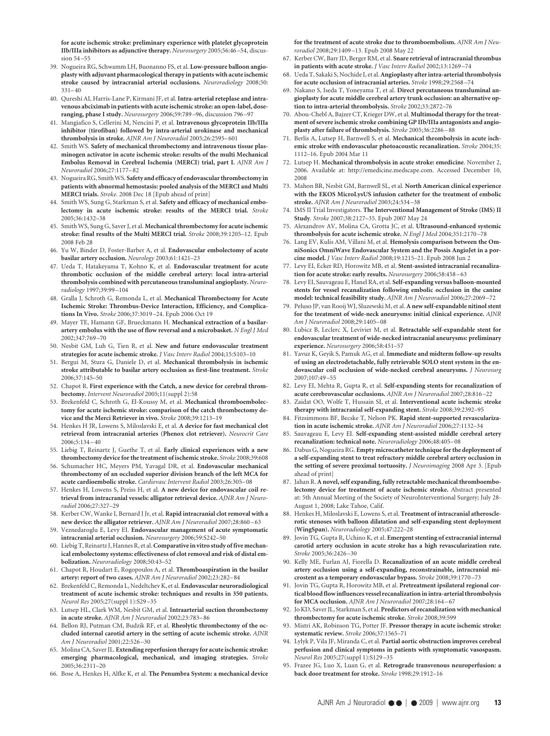**for acute ischemic stroke: preliminary experience with platelet glycoprotein IIb/IIIa inhibitors as adjunctive therapy.** *Neurosurgery* 2005;56:46–54, discussion 54–55

39. Nogueira RG, Schwamm LH, Buonanno FS, et al. **Low-pressure balloon angioplasty with adjuvant pharmacological therapy in patients with acute ischemic stroke caused by intracranial arterial occlusions.** *Neuroradiology* 2008;50:331–40
40. Qureshi AI, Harris-Lane P, Kirmani JF, et al. **Intra-arterial reteplase and intravenous abciximab in patients with acute ischemic stroke: an open-label, dose-ranging, phase I study.** *Neurosurgery* 2006;59:789–96, discussion 796–97
41. Mangiafico S, Cellerini M, Nencini P, et al. **Intravenous glycoprotein IIb/IIIa inhibitor (tirofiban) followed by intra-arterial urokinase and mechanical thrombolysis in stroke.** *AJNR Am J Neuroradiol* 2005;26:2595–601
42. Smith WS. **Safety of mechanical thrombectomy and intravenous tissue plasminogen activator in acute ischemic stroke: results of the multi Mechanical Embolus Removal in Cerebral Ischemia (MERCI) trial, part I.** *AJNR Am J Neuroradiol* 2006;27:1177–82
43. Nogueira RG, Smith WS. **Safety and efficacy of endovascular thrombectomy in patients with abnormal hemostasis: pooled analysis of the MERCI and Multi MERCI trials.** *Stroke.* 2008 Dec 18 [Epub ahead of print]
44. Smith WS, Sung G, Starkman S, et al. **Safety and efficacy of mechanical embolectomy in acute ischemic stroke: results of the MERCI trial.** *Stroke* 2005;36:1432–38
45. Smith WS, Sung G, Saver J, et al. **Mechanical thrombectomy for acute ischemic stroke: final results of the Multi MERCI trial.** *Stroke* 2008;39:1205–12. Epub 2008 Feb 28
46. Yu W, Binder D, Foster-Barber A, et al. **Endovascular embolectomy of acute basilar artery occlusion.** *Neurology* 2003;61:1421–23
47. Ueda T, Hatakeyama T, Kohno K, et al. **Endovascular treatment for acute thrombotic occlusion of the middle cerebral artery: local intra-arterial thrombolysis combined with percutaneous transluminal angioplasty.** *Neuroradiology* 1997;39:99–104
48. Gralla J, Schroth G, Remonda L, et al. **Mechanical Thrombectomy for Acute Ischemic Stroke: Thrombus-Device Interaction, Efficiency, and Complications In Vivo.** *Stroke* 2006;37:3019–24. Epub 2006 Oct 19
49. Mayer TE, Hamann GF, Brueckmann H. **Mechanical extraction of a basilar-artery embolus with the use of flow reversal and a microbasket.** *N Engl J Med* 2002;347:769–70
50. Nesbit GM, Luh G, Tien R, et al. **New and future endovascular treatment strategies for acute ischemic stroke.** *J Vasc Interv Radiol* 2004;15:S103–10
51. Bergui M, Stura G, Daniele D, et al. **Mechanical thrombolysis in ischemic stroke attributable to basilar artery occlusion as first-line treatment.** *Stroke* 2006;37:145–50
52. Chapot R. **First experience with the Catch, a new device for cerebral thrombectomy.** *Intervent Neuroradiol* 2005;11(suppl 2):58
53. Brekenfeld C, Schroth G, El-Koussy M, et al. **Mechanical thromboembolectomy for acute ischemic stroke: comparison of the catch thrombectomy device and the Merci Retriever in vivo.** *Stroke* 2008;39:1213–19
54. Henkes H JR, Lowens S, Miloslavski E, et al. **A device for fast mechanical clot retrieval from intracranial arteries (Phenox clot retriever).** *Neurocrit Care* 2006;5:134–40
55. Liebig T, Reinartz J, Guethe T, et al. **Early clinical experiences with a new thrombectomy device for the treatment of ischemic stroke.** *Stroke* 2008;39:608
56. Schumacher HC, Meyers PM, Yavagal DR, et al. **Endovascular mechanical thrombectomy of an occluded superior division branch of the left MCA for acute cardioembolic stroke.** *Cardiovasc Intervent Radiol* 2003;26:305–08
57. Henkes H, Lowens S, Preiss H, et al. **A new device for endovascular coil retrieval from intracranial vessels: alligator retrieval device.** *AJNR Am J Neuroradiol* 2006;27:327–29
58. Kerber CW, Wanke I, Bernard J Jr, et al. **Rapid intracranial clot removal with a new device: the alligator retriever.** *AJNR Am J Neuroradiol* 2007;28:860–63
59. Veznedaroglu E, Levy EI. **Endovascular management of acute symptomatic intracranial arterial occlusion.** *Neurosurgery* 2006;59:S242–50
60. Liebig T, Reinartz J, Hannes R, et al. **Comparative in vitro study of five mechanical embolectomy systems: effectiveness of clot removal and risk of distal embolization.** *Neuroradiology* 2008;50:43–52
61. Chapot R, Houdart E, Rogopoulos A, et al. **Thromboaspiration in the basilar artery: report of two cases.** *AJNR Am J Neuroradiol* 2002;23:282–84
62. Brekenfeld C, Remonda L, Nedeltchev K, et al. **Endovascular neuroradiological treatment of acute ischemic stroke: techniques and results in 350 patients.** *Neurol Res* 2005;27(suppl 1):S29–35
63. Lutsep HL, Clark WM, Nesbit GM, et al. **Intraarterial suction thrombectomy in acute stroke.** *AJNR Am J Neuroradiol* 2002;23:783–86
64. Bellon RJ, Putman CM, Budzik RF, et al. **Rheolytic thrombectomy of the occluded internal carotid artery in the setting of acute ischemic stroke.** *AJNR Am J Neuroradiol* 2001;22:526–30
65. Molina CA, Saver JL. **Extending reperfusion therapy for acute ischemic stroke: emerging pharmacological, mechanical, and imaging strategies.** *Stroke* 2005;36:2311–20
66. Bose A, Henkes H, Alfke K, et al. **The Penumbra System: a mechanical device for the treatment of acute stroke due to thromboembolism.** *AJNR Am J Neuroradiol* 2008;29:1409–13. Epub 2008 May 22
67. Kerber CW, Barr JD, Berger RM, et al. **Snare retrieval of intracranial thrombus in patients with acute stroke.** *J Vasc Interv Radiol* 2002;13:1269–74
68. Ueda T, Sakaki S, Nochide I, et al. **Angioplasty after intra-arterial thrombolysis for acute occlusion of intracranial arteries.** *Stroke* 1998;29:2568–74
69. Nakano S, Iseda T, Yoneyama T, et al. **Direct percutaneous transluminal angioplasty for acute middle cerebral artery trunk occlusion: an alternative option to intra-arterial thrombolysis.** *Stroke* 2002;33:2872–76
70. Abou-Chebl A, Bajzer CT, Krieger DW, et al. **Multimodal therapy for the treatment of severe ischemic stroke combining GP IIb/IIIa antagonists and angioplasty after failure of thrombolysis.** *Stroke* 2005;36:2286–88
71. Berlis A, Lutsep H, Barnwell S, et al. **Mechanical thrombolysis in acute ischemic stroke with endovascular photoacoustic recanalization.** *Stroke* 2004;35:1112–16. Epub 2004 Mar 11
72. Lutsep H. **Mechanical thrombolysis in acute stroke: emedicine**. November 2, 2006. Available at: http://emedicine.medscape.com. Accessed December 10, 2008
73. Mahon BR, Nesbit GM, Barnwell SL, et al. **North American clinical experience with the EKOS MicroLysUS infusion catheter for the treatment of embolic stroke.** *AJNR Am J Neuroradiol* 2003;24:534–38
74. IMS II Trial Investigators. **The Interventional Management of Stroke (IMS) II Study**. *Stroke* 2007;38:2127–35. Epub 2007 May 24
75. Alexandrov AV, Molina CA, Grotta JC, et al. **Ultrasound-enhanced systemic thrombolysis for acute ischemic stroke.** *N Engl J Med* 2004;351:2170–78
76. Lang EV, Kulis AM, Villani M, et al. **Hemolysis comparison between the OmniSonics OmniWave Endovascular System and the Possis AngioJet in a porcine model.** *J Vasc Interv Radiol* 2008;19:1215–21. Epub 2008 Jun 2
77. Levy EI, Ecker RD, Horowitz MB, et al. **Stent-assisted intracranial recanalization for acute stroke: early results.** *Neurosurgery* 2006;58:458–63
78. Levy EI, Sauvageau E, Hanel RA, et al. **Self-expanding versus balloon-mounted stents for vessel recanalization following embolic occlusion in the canine model: technical feasibility study.** *AJNR Am J Neuroradiol* 2006;27:2069–72
79. Peluso JP, van Rooij WJ, Sluzewski M, et al. **A new self-expandable nitinol stent for the treatment of wide-neck aneurysms: initial clinical experience.** *AJNR Am J Neuroradiol* 2008;29:1405–08
80. Lubicz B, Leclerc X, Levivier M, et al. **Retractable self-expandable stent for endovascular treatment of wide-necked intracranial aneurysms: preliminary experience.** *Neurosurgery* 2006;58:451–57
81. Yavuz K, Geyik S, Pamuk AG, et al. **Immediate and midterm follow-up results of using an electrodetachable, fully retrievable SOLO stent system in the endovascular coil occlusion of wide-necked cerebral aneurysms.** *J Neurosurg* 2007;107:49–55
82. Levy EI, Mehta R, Gupta R, et al. **Self-expanding stents for recanalization of acute cerebrovascular occlusions.** *AJNR Am J Neuroradiol* 2007;28:816–22
83. Zaidat OO, Wolfe T, Hussain SI, et al. **Interventional acute ischemic stroke therapy with intracranial self-expanding stent.** *Stroke* 2008;39:2392–95
84. Fitzsimmons BF, Becske T, Nelson PK. **Rapid stent-supported revascularization in acute ischemic stroke.** *AJNR Am J Neuroradiol* 2006;27:1132–34
85. Sauvageau E, Levy EI. **Self-expanding stent-assisted middle cerebral artery recanalization: technical note.** *Neuroradiology* 2006;48:405–08
86. Dabus G, Nogueira RG. **Empty microcatheter technique for the deployment of a self-expanding stent to treat refractory middle cerebral artery occlusion in the setting of severe proximal tortuosity.** *J Neuroimaging* 2008 Apr 3. [Epub ahead of print]
87. Jahan R. **A novel, self expanding, fully retractable mechanical thromboembolectomy device for treatment of acute ischemic stroke.** Abstract presented at: 5th Annual Meeting of the Society of NeuroInterventional Surgery; July 28-August 1, 2008; Lake Tahoe, Calif.
88. Henkes H, Miloslavski E, Lowens S, et al. **Treatment of intracranial atherosclerotic stenoses with balloon dilatation and self-expanding stent deployment (WingSpan).** *Neuroradiology* 2005;47:222–28
89. Jovin TG, Gupta R, Uchino K, et al. **Emergent stenting of extracranial internal carotid artery occlusion in acute stroke has a high revascularization rate.** *Stroke* 2005;36:2426–30
90. Kelly ME, Furlan AJ, Fiorella D. **Recanalization of an acute middle cerebral artery occlusion using a self-expanding, reconstrainable, intracranial microstent as a temporary endovascular bypass.** *Stroke* 2008;39:1770–73
91. Jovin TG, Gupta R, Horowitz MB, et al. **Pretreatment ipsilateral regional cortical blood flow influences vessel recanalization in intra-arterial thrombolysis for MCA occlusion.** *AJNR Am J Neuroradiol* 2007;28:164–67
92. Jo KD, Saver JL, Starkman S, et al. **Predictors of recanalization with mechanical thrombectomy for acute ischemic stroke.** *Stroke* 2008;39:599
93. Mistri AK, Robinson TG, Potter JF. **Pressor therapy in acute ischemic stroke: systematic review.** *Stroke* 2006;37:1565–71
94. Lylyk P, Vila JF, Miranda C, et al. **Partial aortic obstruction improves cerebral perfusion and clinical symptoms in patients with symptomatic vasospasm.** *Neurol Res* 2005;27(suppl 1):S129–35
95. Frazee JG, Luo X, Luan G, et al. **Retrograde transvenous neuroperfusion: a back door treatment for stroke.** *Stroke* 1998;29:1912–16